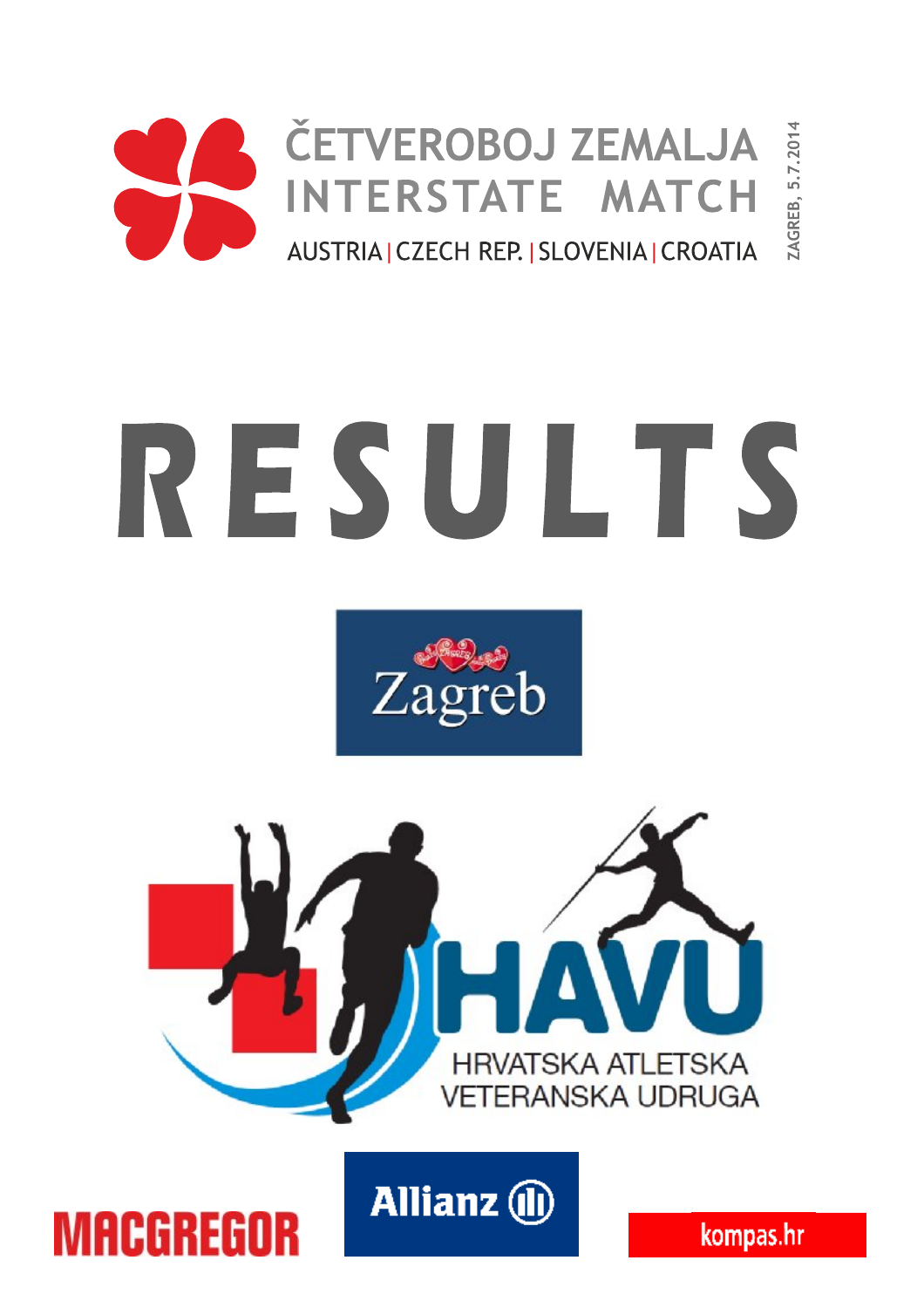# ČETVEROBOJ ZEMALJA
# INTERSTATE MATCH

AUSTRIA | CZECH REP. | SLOVENIA | CROATIA

ZAGREB, 5.7.2014

# RESULTS

Zagreb

HAVU

HRVATSKA ATLETSKA VETERANSKA UDRUGA

MACGREGOR

Allianz

kompas.hr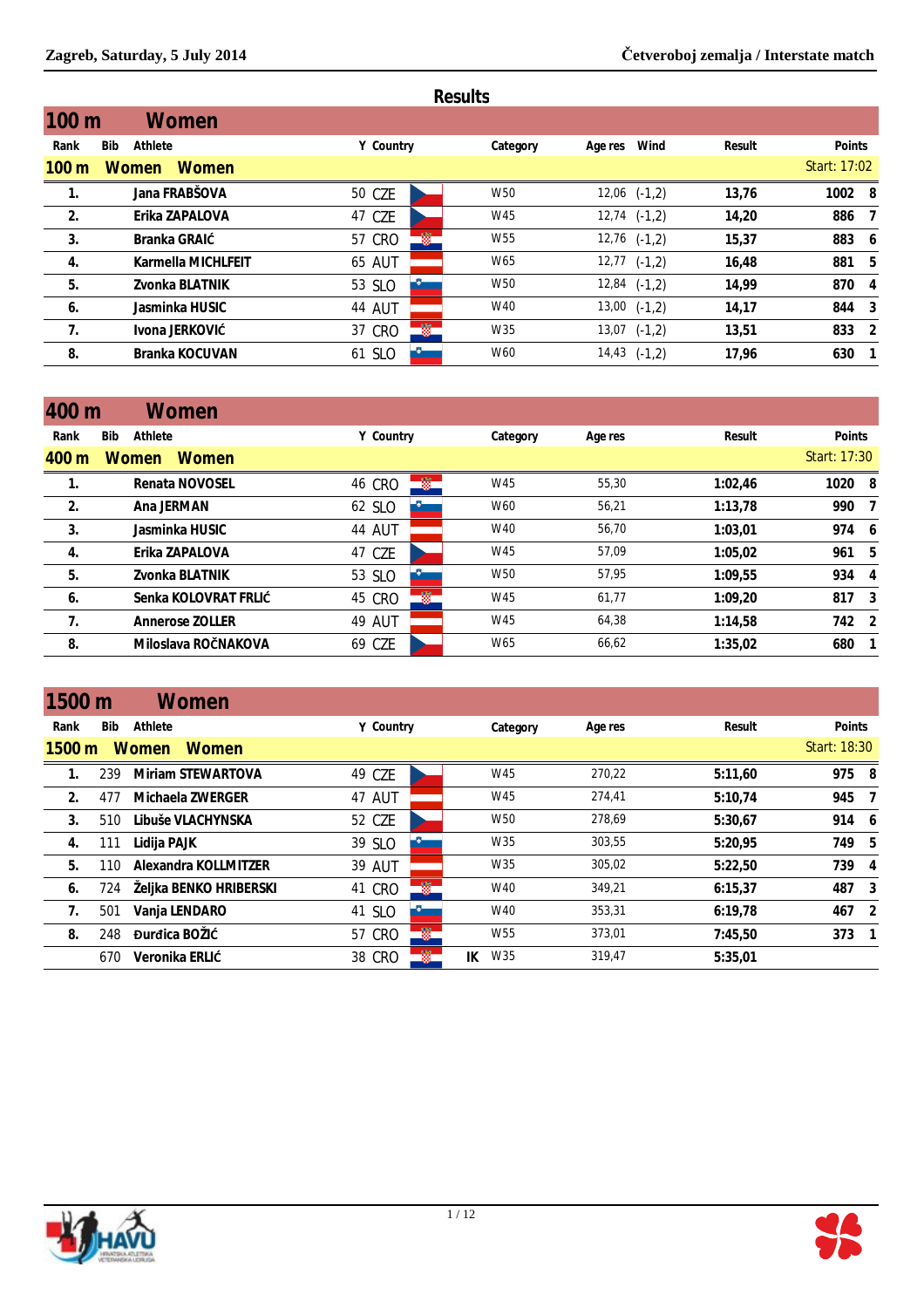# Results

## 100 m Women

| Rank | Bib | Athlete | Y | Country | Category | Age res | Wind | Result | Points | |
|---|---|---|---|---|---|---|---|---|---|---|
| **100 m Women Women** | | | | | | | | | Start: 17:02 | |
| 1. | | Jana FRABŠOVA | 50 | CZE | W50 | 12,06 | (-1,2) | **13,76** | **1002** | **8** |
| 2. | | Erika ZAPALOVA | 47 | CZE | W45 | 12,74 | (-1,2) | **14,20** | **886** | **7** |
| 3. | | Branka GRAIĆ | 57 | CRO | W55 | 12,76 | (-1,2) | **15,37** | **883** | **6** |
| 4. | | Karmella MICHLFEIT | 65 | AUT | W65 | 12,77 | (-1,2) | **16,48** | **881** | **5** |
| 5. | | Zvonka BLATNIK | 53 | SLO | W50 | 12,84 | (-1,2) | **14,99** | **870** | **4** |
| 6. | | Jasminka HUSIC | 44 | AUT | W40 | 13,00 | (-1,2) | **14,17** | **844** | **3** |
| 7. | | Ivona JERKOVIĆ | 37 | CRO | W35 | 13,07 | (-1,2) | **13,51** | **833** | **2** |
| 8. | | Branka KOCUVAN | 61 | SLO | W60 | 14,43 | (-1,2) | **17,96** | **630** | **1** |

## 400 m Women

| Rank | Bib | Athlete | Y | Country | Category | Age res | Result | Points | |
|---|---|---|---|---|---|---|---|---|---|
| **400 m Women Women** | | | | | | | | Start: 17:30 | |
| 1. | | Renata NOVOSEL | 46 | CRO | W45 | 55,30 | **1:02,46** | **1020** | **8** |
| 2. | | Ana JERMAN | 62 | SLO | W60 | 56,21 | **1:13,78** | **990** | **7** |
| 3. | | Jasminka HUSIC | 44 | AUT | W40 | 56,70 | **1:03,01** | **974** | **6** |
| 4. | | Erika ZAPALOVA | 47 | CZE | W45 | 57,09 | **1:05,02** | **961** | **5** |
| 5. | | Zvonka BLATNIK | 53 | SLO | W50 | 57,95 | **1:09,55** | **934** | **4** |
| 6. | | Senka KOLOVRAT FRLIĆ | 45 | CRO | W45 | 61,77 | **1:09,20** | **817** | **3** |
| 7. | | Annerose ZOLLER | 49 | AUT | W45 | 64,38 | **1:14,58** | **742** | **2** |
| 8. | | Miloslava ROČNAKOVA | 69 | CZE | W65 | 66,62 | **1:35,02** | **680** | **1** |

## 1500 m Women

| Rank | Bib | Athlete | Y | Country | | Category | Age res | Result | Points | |
|---|---|---|---|---|---|---|---|---|---|---|
| **1500 m Women Women** | | | | | | | | | Start: 18:30 | |
| 1. | 239 | Miriam STEWARTOVA | 49 | CZE | | W45 | 270,22 | **5:11,60** | **975** | **8** |
| 2. | 477 | Michaela ZWERGER | 47 | AUT | | W45 | 274,41 | **5:10,74** | **945** | **7** |
| 3. | 510 | Libuše VLACHYNSKA | 52 | CZE | | W50 | 278,69 | **5:30,67** | **914** | **6** |
| 4. | 111 | Lidija PAJK | 39 | SLO | | W35 | 303,55 | **5:20,95** | **749** | **5** |
| 5. | 110 | Alexandra KOLLMITZER | 39 | AUT | | W35 | 305,02 | **5:22,50** | **739** | **4** |
| 6. | 724 | Željka BENKO HRIBERSKI | 41 | CRO | | W40 | 349,21 | **6:15,37** | **487** | **3** |
| 7. | 501 | Vanja LENDARO | 41 | SLO | | W40 | 353,31 | **6:19,78** | **467** | **2** |
| 8. | 248 | Đurđica BOŽIĆ | 57 | CRO | | W55 | 373,01 | **7:45,50** | **373** | **1** |
| | 670 | Veronika ERLIĆ | 38 | CRO | IK | W35 | 319,47 | **5:35,01** | | |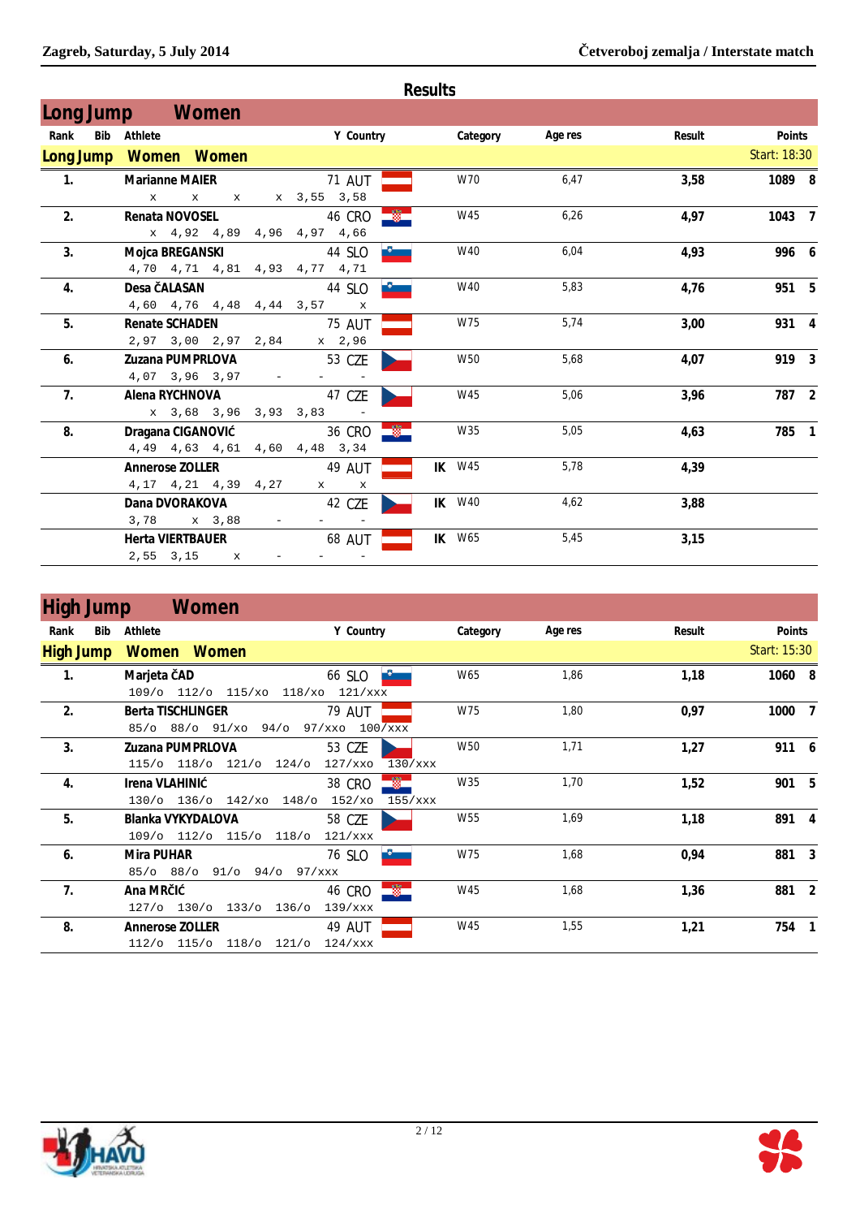## Results

### Long Jump Women

| Rank | Bib | Athlete | Y | Country | | Category | Age res | Result | Points | |
|---|---|---|---|---|---|---|---|---|---|---|
| **Long Jump Women Women** | | | | | | | | | Start: 18:30 | |
| 1. | | Marianne MAIER | 71 | AUT | | W70 | 6,47 | 3,58 | 1089 | 8 |
| | | x x x x 3,55 3,58 | | | | | | | | |
| 2. | | Renata NOVOSEL | 46 | CRO | | W45 | 6,26 | 4,97 | 1043 | 7 |
| | | x 4,92 4,89 4,96 4,97 4,66 | | | | | | | | |
| 3. | | Mojca BREGANSKI | 44 | SLO | | W40 | 6,04 | 4,93 | 996 | 6 |
| | | 4,70 4,71 4,81 4,93 4,77 4,71 | | | | | | | | |
| 4. | | Desa ČALASAN | 44 | SLO | | W40 | 5,83 | 4,76 | 951 | 5 |
| | | 4,60 4,76 4,48 4,44 3,57 x | | | | | | | | |
| 5. | | Renate SCHADEN | 75 | AUT | | W75 | 5,74 | 3,00 | 931 | 4 |
| | | 2,97 3,00 2,97 2,84 x 2,96 | | | | | | | | |
| 6. | | Zuzana PUMPRLOVA | 53 | CZE | | W50 | 5,68 | 4,07 | 919 | 3 |
| | | 4,07 3,96 3,97 - - - | | | | | | | | |
| 7. | | Alena RYCHNOVA | 47 | CZE | | W45 | 5,06 | 3,96 | 787 | 2 |
| | | x 3,68 3,96 3,93 3,83 - | | | | | | | | |
| 8. | | Dragana CIGANOVIĆ | 36 | CRO | | W35 | 5,05 | 4,63 | 785 | 1 |
| | | 4,49 4,63 4,61 4,60 4,48 3,34 | | | | | | | | |
| | | Annerose ZOLLER | 49 | AUT | IK | W45 | 5,78 | 4,39 | | |
| | | 4,17 4,21 4,39 4,27 x x | | | | | | | | |
| | | Dana DVORAKOVA | 42 | CZE | IK | W40 | 4,62 | 3,88 | | |
| | | 3,78 x 3,88 - - - | | | | | | | | |
| | | Herta VIERTBAUER | 68 | AUT | IK | W65 | 5,45 | 3,15 | | |
| | | 2,55 3,15 x - - - | | | | | | | | |

### High Jump Women

| Rank | Bib | Athlete | Y | Country | | Category | Age res | Result | Points | |
|---|---|---|---|---|---|---|---|---|---|---|
| **High Jump Women Women** | | | | | | | | | Start: 15:30 | |
| 1. | | Marjeta ČAD | 66 | SLO | | W65 | 1,86 | 1,18 | 1060 | 8 |
| | | 109/o 112/o 115/xo 118/xo 121/xxx | | | | | | | | |
| 2. | | Berta TISCHLINGER | 79 | AUT | | W75 | 1,80 | 0,97 | 1000 | 7 |
| | | 85/o 88/o 91/xo 94/o 97/xxo 100/xxx | | | | | | | | |
| 3. | | Zuzana PUMPRLOVA | 53 | CZE | | W50 | 1,71 | 1,27 | 911 | 6 |
| | | 115/o 118/o 121/o 124/o 127/xxo 130/xxx | | | | | | | | |
| 4. | | Irena VLAHINIĆ | 38 | CRO | | W35 | 1,70 | 1,52 | 901 | 5 |
| | | 130/o 136/o 142/xo 148/o 152/xo 155/xxx | | | | | | | | |
| 5. | | Blanka VYKYDALOVA | 58 | CZE | | W55 | 1,69 | 1,18 | 891 | 4 |
| | | 109/o 112/o 115/o 118/o 121/xxx | | | | | | | | |
| 6. | | Mira PUHAR | 76 | SLO | | W75 | 1,68 | 0,94 | 881 | 3 |
| | | 85/o 88/o 91/o 94/o 97/xxx | | | | | | | | |
| 7. | | Ana MRČIĆ | 46 | CRO | | W45 | 1,68 | 1,36 | 881 | 2 |
| | | 127/o 130/o 133/o 136/o 139/xxx | | | | | | | | |
| 8. | | Annerose ZOLLER | 49 | AUT | | W45 | 1,55 | 1,21 | 754 | 1 |
| | | 112/o 115/o 118/o 121/o 124/xxx | | | | | | | | |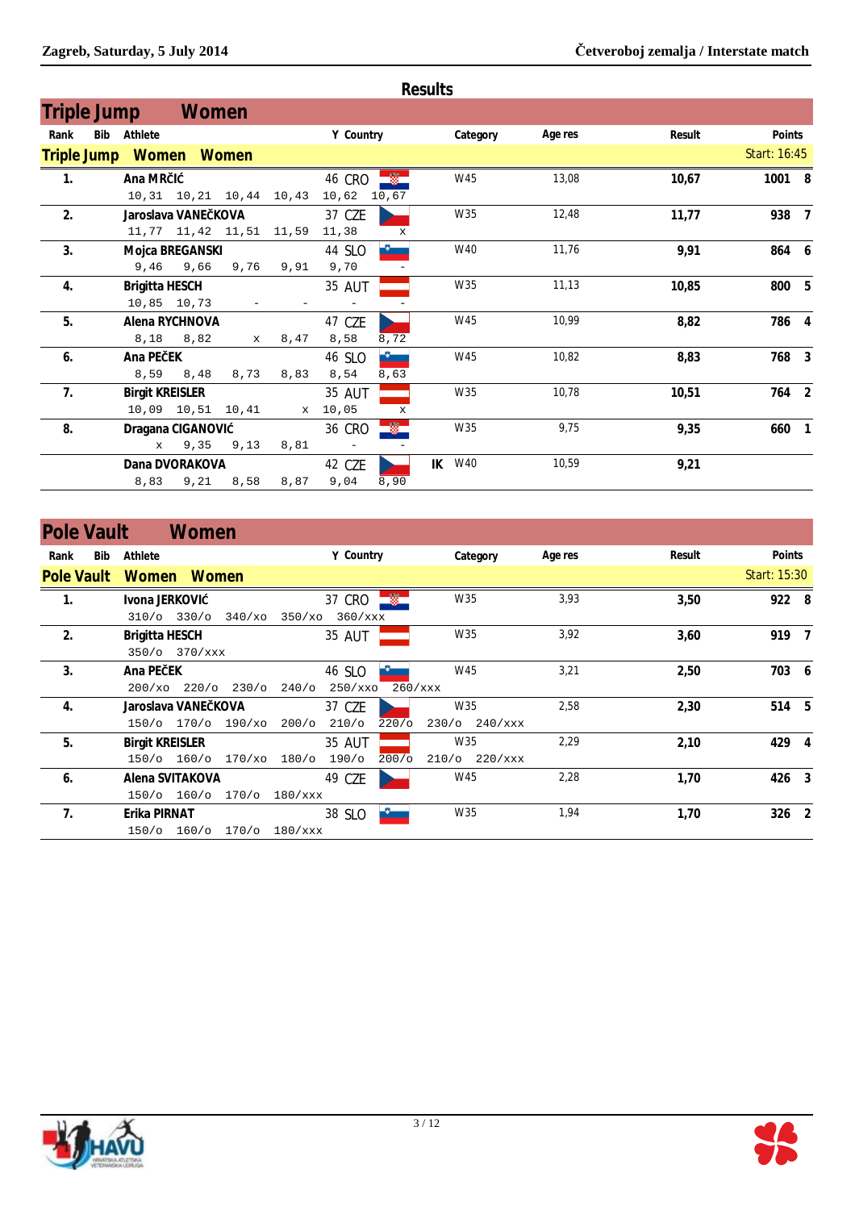## Results

### Triple Jump Women

| Rank | Bib | Athlete | Y | Country | | Category | Age res | Result | Points | |
|---|---|---|---|---|---|---|---|---|---|---|
| **Triple Jump Women Women** | | | | | | | | | Start: 16:45 | |
| 1. | | Ana MRČIĆ<br>10,31 10,21 10,44 10,43 10,62 10,67 | 46 | CRO | | W45 | 13,08 | 10,67 | 1001 | 8 |
| 2. | | Jaroslava VANEČKOVA<br>11,77 11,42 11,51 11,59 11,38 x | 37 | CZE | | W35 | 12,48 | 11,77 | 938 | 7 |
| 3. | | Mojca BREGANSKI<br>9,46 9,66 9,76 9,91 9,70 - | 44 | SLO | | W40 | 11,76 | 9,91 | 864 | 6 |
| 4. | | Brigitta HESCH<br>10,85 10,73 - - - - | 35 | AUT | | W35 | 11,13 | 10,85 | 800 | 5 |
| 5. | | Alena RYCHNOVA<br>8,18 8,82 x 8,47 8,58 8,72 | 47 | CZE | | W45 | 10,99 | 8,82 | 786 | 4 |
| 6. | | Ana PEČEK<br>8,59 8,48 8,73 8,83 8,54 8,63 | 46 | SLO | | W45 | 10,82 | 8,83 | 768 | 3 |
| 7. | | Birgit KREISLER<br>10,09 10,51 10,41 x 10,05 x | 35 | AUT | | W35 | 10,78 | 10,51 | 764 | 2 |
| 8. | | Dragana CIGANOVIĆ<br>x 9,35 9,13 8,81 - - | 36 | CRO | | W35 | 9,75 | 9,35 | 660 | 1 |
| | | Dana DVORAKOVA<br>8,83 9,21 8,58 8,87 9,04 8,90 | 42 | CZE | IK | W40 | 10,59 | 9,21 | | |

### Pole Vault Women

| Rank | Bib | Athlete | Y | Country | Category | Age res | Result | Points | |
|---|---|---|---|---|---|---|---|---|---|
| **Pole Vault Women Women** | | | | | | | | Start: 15:30 | |
| 1. | | Ivona JERKOVIĆ<br>310/o 330/o 340/xo 350/xo 360/xxx | 37 | CRO | W35 | 3,93 | 3,50 | 922 | 8 |
| 2. | | Brigitta HESCH<br>350/o 370/xxx | 35 | AUT | W35 | 3,92 | 3,60 | 919 | 7 |
| 3. | | Ana PEČEK<br>200/xo 220/o 230/o 240/o 250/xxo 260/xxx | 46 | SLO | W45 | 3,21 | 2,50 | 703 | 6 |
| 4. | | Jaroslava VANEČKOVA<br>150/o 170/o 190/xo 200/o 210/o 220/o 230/o 240/xxx | 37 | CZE | W35 | 2,58 | 2,30 | 514 | 5 |
| 5. | | Birgit KREISLER<br>150/o 160/o 170/xo 180/o 190/o 200/o 210/o 220/xxx | 35 | AUT | W35 | 2,29 | 2,10 | 429 | 4 |
| 6. | | Alena SVITAKOVA<br>150/o 160/o 170/o 180/xxx | 49 | CZE | W45 | 2,28 | 1,70 | 426 | 3 |
| 7. | | Erika PIRNAT<br>150/o 160/o 170/o 180/xxx | 38 | SLO | W35 | 1,94 | 1,70 | 326 | 2 |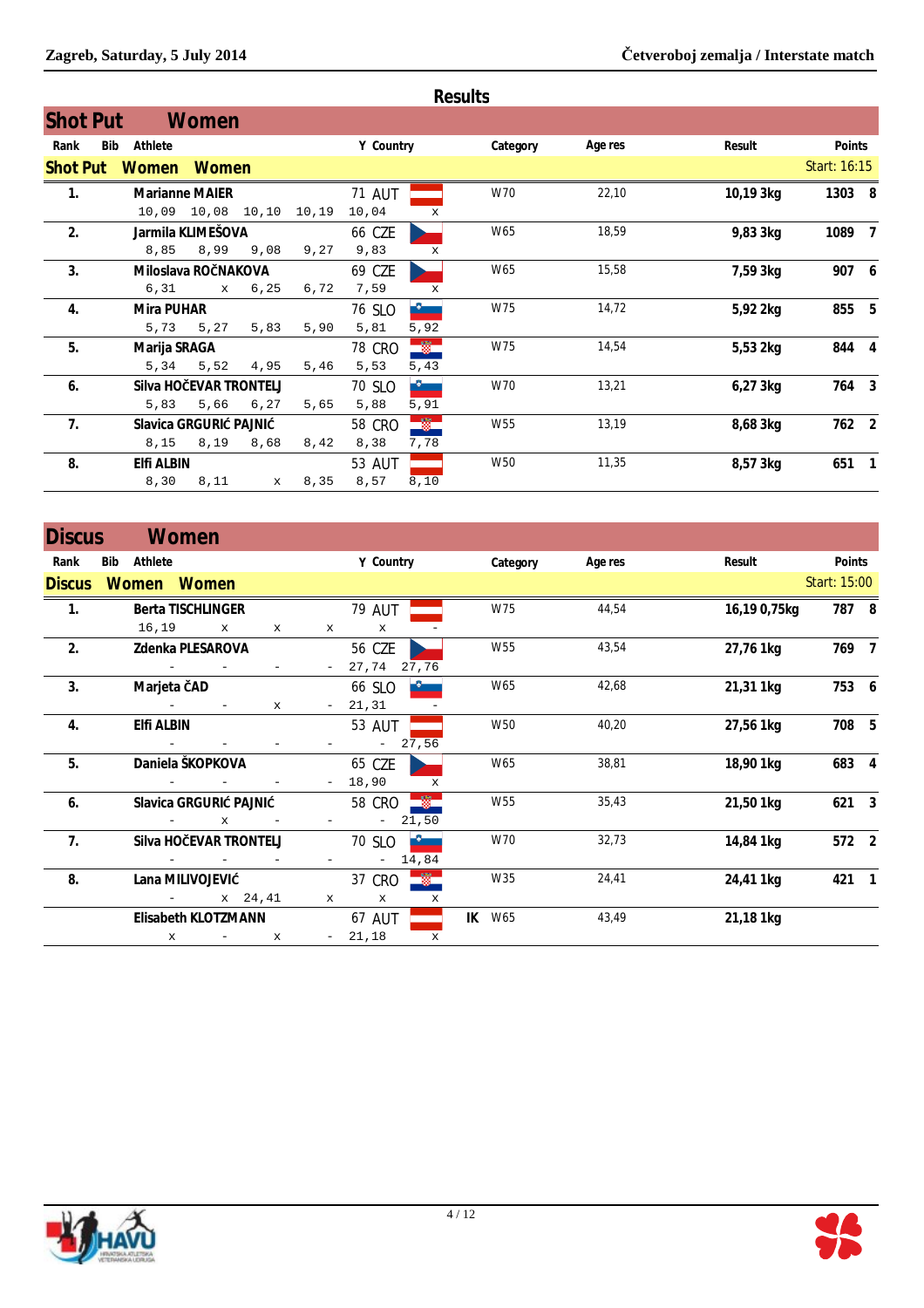## Results

### Shot Put Women

**Shot Put Women Women** — Start: 16:15

| Rank | Bib | Athlete | Y | Country | Category | Age res | Result | Points | |
|---|---|---|---|---|---|---|---|---|---|
| 1. | | Marianne MAIER | 71 | AUT | W70 | 22,10 | 10,19 3kg | 1303 | 8 |
| | | 10,09 10,08 10,10 10,19 10,04 x | | | | | | | |
| 2. | | Jarmila KLIMEŠOVA | 66 | CZE | W65 | 18,59 | 9,83 3kg | 1089 | 7 |
| | | 8,85 8,99 9,08 9,27 9,83 x | | | | | | | |
| 3. | | Miloslava ROČNAKOVA | 69 | CZE | W65 | 15,58 | 7,59 3kg | 907 | 6 |
| | | 6,31 x 6,25 6,72 7,59 x | | | | | | | |
| 4. | | Mira PUHAR | 76 | SLO | W75 | 14,72 | 5,92 2kg | 855 | 5 |
| | | 5,73 5,27 5,83 5,90 5,81 5,92 | | | | | | | |
| 5. | | Marija SRAGA | 78 | CRO | W75 | 14,54 | 5,53 2kg | 844 | 4 |
| | | 5,34 5,52 4,95 5,46 5,53 5,43 | | | | | | | |
| 6. | | Silva HOČEVAR TRONTELJ | 70 | SLO | W70 | 13,21 | 6,27 3kg | 764 | 3 |
| | | 5,83 5,66 6,27 5,65 5,88 5,91 | | | | | | | |
| 7. | | Slavica GRGURIĆ PAJNIĆ | 58 | CRO | W55 | 13,19 | 8,68 3kg | 762 | 2 |
| | | 8,15 8,19 8,68 8,42 8,38 7,78 | | | | | | | |
| 8. | | Elfi ALBIN | 53 | AUT | W50 | 11,35 | 8,57 3kg | 651 | 1 |
| | | 8,30 8,11 x 8,35 8,57 8,10 | | | | | | | |

### Discus Women

**Discus Women Women** — Start: 15:00

| Rank | Bib | Athlete | Y | Country | Category | Age res | Result | Points | |
|---|---|---|---|---|---|---|---|---|---|
| 1. | | Berta TISCHLINGER | 79 | AUT | W75 | 44,54 | 16,19 0,75kg | 787 | 8 |
| | | 16,19 x x x x - | | | | | | | |
| 2. | | Zdenka PLESAROVA | 56 | CZE | W55 | 43,54 | 27,76 1kg | 769 | 7 |
| | | - - - - 27,74 27,76 | | | | | | | |
| 3. | | Marjeta ČAD | 66 | SLO | W65 | 42,68 | 21,31 1kg | 753 | 6 |
| | | - - x - 21,31 - | | | | | | | |
| 4. | | Elfi ALBIN | 53 | AUT | W50 | 40,20 | 27,56 1kg | 708 | 5 |
| | | - - - - - 27,56 | | | | | | | |
| 5. | | Daniela ŠKOPKOVA | 65 | CZE | W65 | 38,81 | 18,90 1kg | 683 | 4 |
| | | - - - - 18,90 x | | | | | | | |
| 6. | | Slavica GRGURIĆ PAJNIĆ | 58 | CRO | W55 | 35,43 | 21,50 1kg | 621 | 3 |
| | | - x - - - 21,50 | | | | | | | |
| 7. | | Silva HOČEVAR TRONTELJ | 70 | SLO | W70 | 32,73 | 14,84 1kg | 572 | 2 |
| | | - - - - - 14,84 | | | | | | | |
| 8. | | Lana MILIVOJEVIĆ | 37 | CRO | W35 | 24,41 | 24,41 1kg | 421 | 1 |
| | | - x 24,41 x x x | | | | | | | |
| | | Elisabeth KLOTZMANN | 67 | AUT | IK W65 | 43,49 | 21,18 1kg | | |
| | | x - x - 21,18 x | | | | | | | |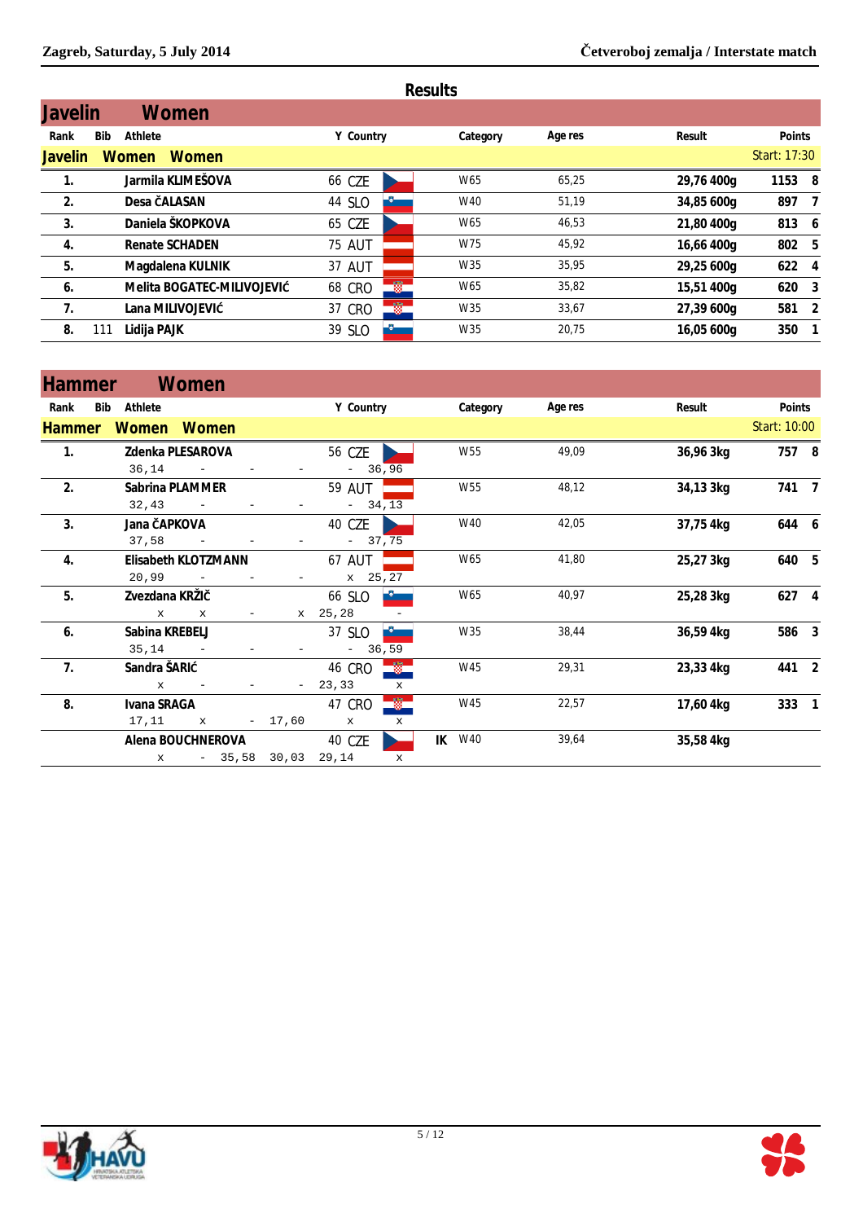## Results

### Javelin Women

| Rank | Bib | Athlete | Y | Country | Category | Age res | Result | Points | |
|---|---|---|---|---|---|---|---|---|---|
| **Javelin Women Women** | | | | | | | | Start: 17:30 | |
| 1. | | Jarmila KLIMEŠOVA | 66 | CZE | W65 | 65,25 | 29,76 400g | 1153 | 8 |
| 2. | | Desa ČALASAN | 44 | SLO | W40 | 51,19 | 34,85 600g | 897 | 7 |
| 3. | | Daniela ŠKOPKOVA | 65 | CZE | W65 | 46,53 | 21,80 400g | 813 | 6 |
| 4. | | Renate SCHADEN | 75 | AUT | W75 | 45,92 | 16,66 400g | 802 | 5 |
| 5. | | Magdalena KULNIK | 37 | AUT | W35 | 35,95 | 29,25 600g | 622 | 4 |
| 6. | | Melita BOGATEC-MILIVOJEVIĆ | 68 | CRO | W65 | 35,82 | 15,51 400g | 620 | 3 |
| 7. | | Lana MILIVOJEVIĆ | 37 | CRO | W35 | 33,67 | 27,39 600g | 581 | 2 |
| 8. | 111 | Lidija PAJK | 39 | SLO | W35 | 20,75 | 16,05 600g | 350 | 1 |

### Hammer Women

| Rank | Bib | Athlete | Y | Country | Category | Age res | Result | Points | |
|---|---|---|---|---|---|---|---|---|---|
| **Hammer Women Women** | | | | | | | | Start: 10:00 | |
| 1. | | Zdenka PLESAROVA<br>36,14 - - - - 36,96 | 56 | CZE | W55 | 49,09 | 36,96 3kg | 757 | 8 |
| 2. | | Sabrina PLAMMER<br>32,43 - - - - 34,13 | 59 | AUT | W55 | 48,12 | 34,13 3kg | 741 | 7 |
| 3. | | Jana ČAPKOVA<br>37,58 - - - - 37,75 | 40 | CZE | W40 | 42,05 | 37,75 4kg | 644 | 6 |
| 4. | | Elisabeth KLOTZMANN<br>20,99 - - - x 25,27 | 67 | AUT | W65 | 41,80 | 25,27 3kg | 640 | 5 |
| 5. | | Zvezdana KRŽIČ<br>x x - x 25,28 - | 66 | SLO | W65 | 40,97 | 25,28 3kg | 627 | 4 |
| 6. | | Sabina KREBELJ<br>35,14 - - - - 36,59 | 37 | SLO | W35 | 38,44 | 36,59 4kg | 586 | 3 |
| 7. | | Sandra ŠARIĆ<br>x - - - 23,33 x | 46 | CRO | W45 | 29,31 | 23,33 4kg | 441 | 2 |
| 8. | | Ivana SRAGA<br>17,11 x - 17,60 x x | 47 | CRO | W45 | 22,57 | 17,60 4kg | 333 | 1 |
| | | Alena BOUCHNEROVA<br>x - 35,58 30,03 29,14 x | 40 | CZE | IK W40 | 39,64 | 35,58 4kg | | |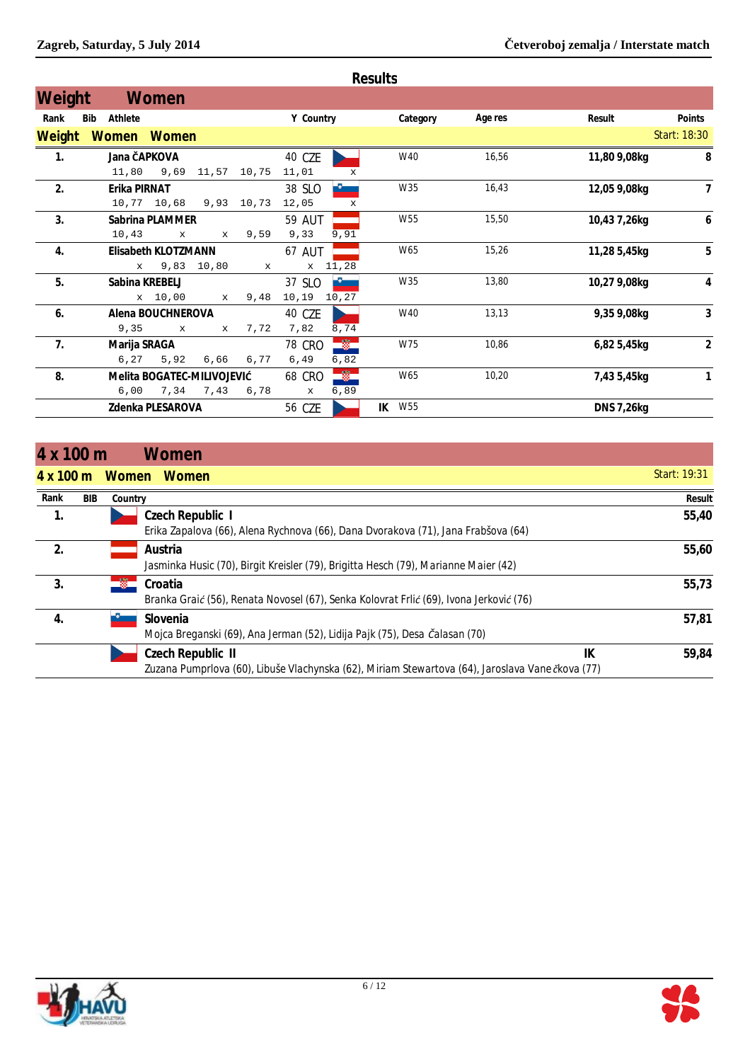## Results

## Weight Women

**Weight Women Women** — Start: 18:30

| Rank | Bib | Athlete | Y | Country | | Category | Age res | Result | Points |
|---|---|---|---|---|---|---|---|---|---|
| 1. | | Jana ČAPKOVA | 40 | CZE | | W40 | 16,56 | 11,80 9,08kg | 8 |
| | | 11,80 9,69 11,57 10,75 11,01 x | | | | | | | |
| 2. | | Erika PIRNAT | 38 | SLO | | W35 | 16,43 | 12,05 9,08kg | 7 |
| | | 10,77 10,68 9,93 10,73 12,05 x | | | | | | | |
| 3. | | Sabrina PLAMMER | 59 | AUT | | W55 | 15,50 | 10,43 7,26kg | 6 |
| | | 10,43 x x 9,59 9,33 9,91 | | | | | | | |
| 4. | | Elisabeth KLOTZMANN | 67 | AUT | | W65 | 15,26 | 11,28 5,45kg | 5 |
| | | x 9,83 10,80 x x 11,28 | | | | | | | |
| 5. | | Sabina KREBELJ | 37 | SLO | | W35 | 13,80 | 10,27 9,08kg | 4 |
| | | x 10,00 x 9,48 10,19 10,27 | | | | | | | |
| 6. | | Alena BOUCHNEROVA | 40 | CZE | | W40 | 13,13 | 9,35 9,08kg | 3 |
| | | 9,35 x x 7,72 7,82 8,74 | | | | | | | |
| 7. | | Marija SRAGA | 78 | CRO | | W75 | 10,86 | 6,82 5,45kg | 2 |
| | | 6,27 5,92 6,66 6,77 6,49 6,82 | | | | | | | |
| 8. | | Melita BOGATEC-MILIVOJEVIĆ | 68 | CRO | | W65 | 10,20 | 7,43 5,45kg | 1 |
| | | 6,00 7,34 7,43 6,78 x 6,89 | | | | | | | |
| | | Zdenka PLESAROVA | 56 | CZE | IK | W55 | | DNS 7,26kg | |

## 4 x 100 m Women

**4 x 100 m Women Women** — Start: 19:31

| Rank | BIB | Country | | Result |
|---|---|---|---|---|
| 1. | | Czech Republic I<br>Erika Zapalova (66), Alena Rychnova (66), Dana Dvorakova (71), Jana Frabšova (64) | | 55,40 |
| 2. | | Austria<br>Jasminka Husic (70), Birgit Kreisler (79), Brigitta Hesch (79), Marianne Maier (42) | | 55,60 |
| 3. | | Croatia<br>Branka Graić (56), Renata Novosel (67), Senka Kolovrat Frlić (69), Ivona Jerković (76) | | 55,73 |
| 4. | | Slovenia<br>Mojca Breganski (69), Ana Jerman (52), Lidija Pajk (75), Desa Čalasan (70) | | 57,81 |
| | | Czech Republic II<br>Zuzana Pumprlova (60), Libuše Vlachynska (62), Miriam Stewartova (64), Jaroslava Vaněčkova (77) | IK | 59,84 |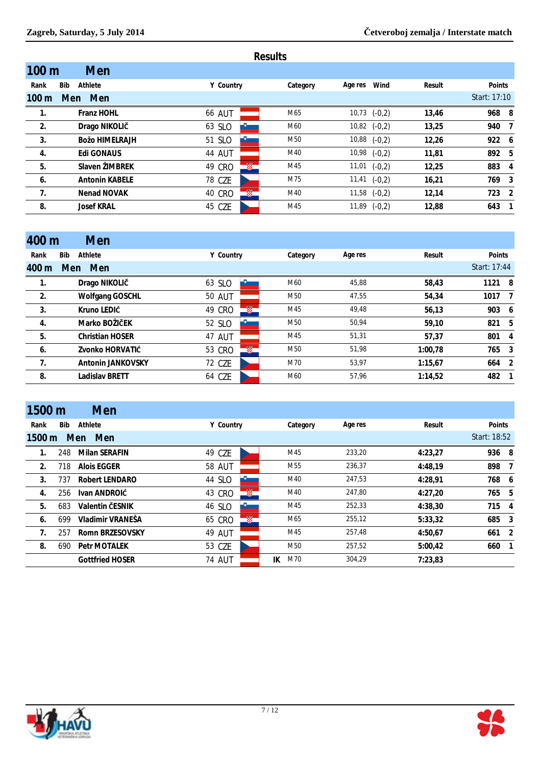## Results

### 100 m Men

| Rank | Bib | Athlete | Y | Country | Category | Age res | Wind | Result | Points | |
|---|---|---|---|---|---|---|---|---|---|---|
| **100 m Men Men** | | | | | | | | | Start: 17:10 | |
| 1. | | Franz HOHL | 66 | AUT | M65 | 10,73 | (-0,2) | 13,46 | 968 | 8 |
| 2. | | Drago NIKOLIČ | 63 | SLO | M60 | 10,82 | (-0,2) | 13,25 | 940 | 7 |
| 3. | | Božo HIMELRAJH | 51 | SLO | M50 | 10,88 | (-0,2) | 12,26 | 922 | 6 |
| 4. | | Edi GONAUS | 44 | AUT | M40 | 10,98 | (-0,2) | 11,81 | 892 | 5 |
| 5. | | Slaven ŽIMBREK | 49 | CRO | M45 | 11,01 | (-0,2) | 12,25 | 883 | 4 |
| 6. | | Antonin KABELE | 78 | CZE | M75 | 11,41 | (-0,2) | 16,21 | 769 | 3 |
| 7. | | Nenad NOVAK | 40 | CRO | M40 | 11,58 | (-0,2) | 12,14 | 723 | 2 |
| 8. | | Josef KRAL | 45 | CZE | M45 | 11,89 | (-0,2) | 12,88 | 643 | 1 |

### 400 m Men

| Rank | Bib | Athlete | Y | Country | Category | Age res | Result | Points | |
|---|---|---|---|---|---|---|---|---|---|
| **400 m Men Men** | | | | | | | | Start: 17:44 | |
| 1. | | Drago NIKOLIČ | 63 | SLO | M60 | 45,88 | 58,43 | 1121 | 8 |
| 2. | | Wolfgang GOSCHL | 50 | AUT | M50 | 47,55 | 54,34 | 1017 | 7 |
| 3. | | Kruno LEDIĆ | 49 | CRO | M45 | 49,48 | 56,13 | 903 | 6 |
| 4. | | Marko BOŽIČEK | 52 | SLO | M50 | 50,94 | 59,10 | 821 | 5 |
| 5. | | Christian HOSER | 47 | AUT | M45 | 51,31 | 57,37 | 801 | 4 |
| 6. | | Zvonko HORVATIĆ | 53 | CRO | M50 | 51,98 | 1:00,78 | 765 | 3 |
| 7. | | Antonin JANKOVSKY | 72 | CZE | M70 | 53,97 | 1:15,67 | 664 | 2 |
| 8. | | Ladislav BRETT | 64 | CZE | M60 | 57,96 | 1:14,52 | 482 | 1 |

### 1500 m Men

| Rank | Bib | Athlete | Y | Country | | Category | Age res | Result | Points | |
|---|---|---|---|---|---|---|---|---|---|---|
| **1500 m Men Men** | | | | | | | | | Start: 18:52 | |
| 1. | 248 | Milan SERAFIN | 49 | CZE | | M45 | 233,20 | 4:23,27 | 936 | 8 |
| 2. | 718 | Alois EGGER | 58 | AUT | | M55 | 236,37 | 4:48,19 | 898 | 7 |
| 3. | 737 | Robert LENDARO | 44 | SLO | | M40 | 247,53 | 4:28,91 | 768 | 6 |
| 4. | 256 | Ivan ANDROIĆ | 43 | CRO | | M40 | 247,80 | 4:27,20 | 765 | 5 |
| 5. | 683 | Valentin ČESNIK | 46 | SLO | | M45 | 252,33 | 4:38,30 | 715 | 4 |
| 6. | 699 | Vladimir VRANEŠA | 65 | CRO | | M65 | 255,12 | 5:33,32 | 685 | 3 |
| 7. | 257 | Romn BRZESOVSKY | 49 | AUT | | M45 | 257,48 | 4:50,67 | 661 | 2 |
| 8. | 690 | Petr MOTALEK | 53 | CZE | | M50 | 257,52 | 5:00,42 | 660 | 1 |
| | | Gottfried HOSER | 74 | AUT | IK | M70 | 304,29 | 7:23,83 | | |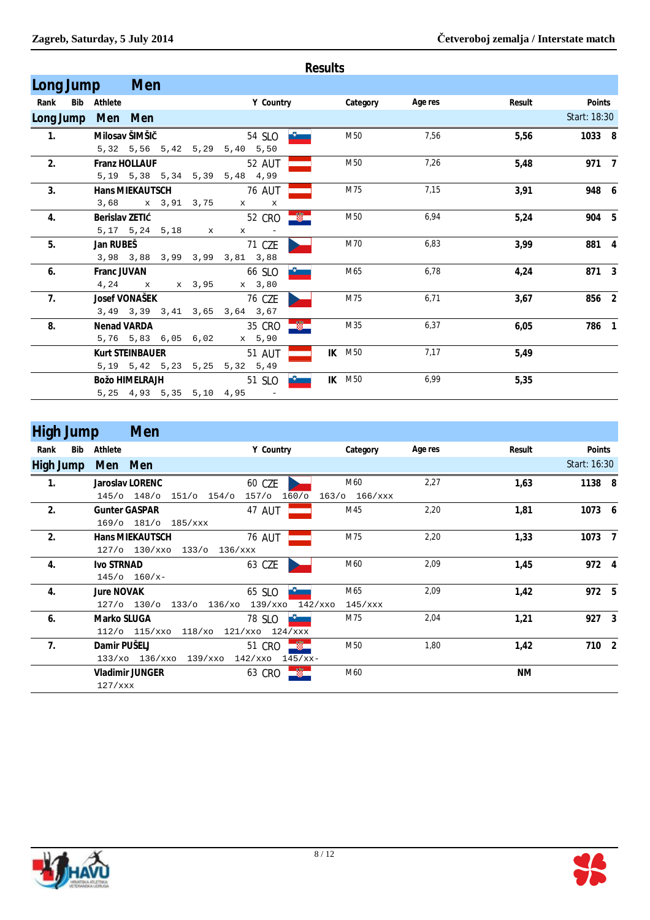## Results

### Long Jump Men

| Rank | Bib | Athlete | Y | Country | | Category | Age res | Result | Points | |
|---|---|---|---|---|---|---|---|---|---|---|
| **Long Jump Men Men** | | | | | | | | | Start: 18:30 | |
| 1. | | Milosav ŠIMŠIČ<br>5,32 5,56 5,42 5,29 5,40 5,50 | 54 | SLO | | M50 | 7,56 | 5,56 | 1033 | 8 |
| 2. | | Franz HOLLAUF<br>5,19 5,38 5,34 5,39 5,48 4,99 | 52 | AUT | | M50 | 7,26 | 5,48 | 971 | 7 |
| 3. | | Hans MIEKAUTSCH<br>3,68 x 3,91 3,75 x x | 76 | AUT | | M75 | 7,15 | 3,91 | 948 | 6 |
| 4. | | Berislav ZETIĆ<br>5,17 5,24 5,18 x x - | 52 | CRO | | M50 | 6,94 | 5,24 | 904 | 5 |
| 5. | | Jan RUBEŠ<br>3,98 3,88 3,99 3,99 3,81 3,88 | 71 | CZE | | M70 | 6,83 | 3,99 | 881 | 4 |
| 6. | | Franc JUVAN<br>4,24 x x 3,95 x 3,80 | 66 | SLO | | M65 | 6,78 | 4,24 | 871 | 3 |
| 7. | | Josef VONAŠEK<br>3,49 3,39 3,41 3,65 3,64 3,67 | 76 | CZE | | M75 | 6,71 | 3,67 | 856 | 2 |
| 8. | | Nenad VARDA<br>5,76 5,83 6,05 6,02 x 5,90 | 35 | CRO | | M35 | 6,37 | 6,05 | 786 | 1 |
| | | Kurt STEINBAUER<br>5,19 5,42 5,23 5,25 5,32 5,49 | 51 | AUT | IK | M50 | 7,17 | 5,49 | | |
| | | Božo HIMELRAJH<br>5,25 4,93 5,35 5,10 4,95 - | 51 | SLO | IK | M50 | 6,99 | 5,35 | | |

### High Jump Men

| Rank | Bib | Athlete | Y | Country | | Category | Age res | Result | Points | |
|---|---|---|---|---|---|---|---|---|---|---|
| **High Jump Men Men** | | | | | | | | | Start: 16:30 | |
| 1. | | Jaroslav LORENC<br>145/o 148/o 151/o 154/o 157/o 160/o 163/o 166/xxx | 60 | CZE | | M60 | 2,27 | 1,63 | 1138 | 8 |
| 2. | | Gunter GASPAR<br>169/o 181/o 185/xxx | 47 | AUT | | M45 | 2,20 | 1,81 | 1073 | 6 |
| 2. | | Hans MIEKAUTSCH<br>127/o 130/xxo 133/o 136/xxx | 76 | AUT | | M75 | 2,20 | 1,33 | 1073 | 7 |
| 4. | | Ivo STRNAD<br>145/o 160/x- | 63 | CZE | | M60 | 2,09 | 1,45 | 972 | 4 |
| 4. | | Jure NOVAK<br>127/o 130/o 133/o 136/xo 139/xxo 142/xxo 145/xxx | 65 | SLO | | M65 | 2,09 | 1,42 | 972 | 5 |
| 6. | | Marko SLUGA<br>112/o 115/xxo 118/xo 121/xxo 124/xxx | 78 | SLO | | M75 | 2,04 | 1,21 | 927 | 3 |
| 7. | | Damir PUŠELJ<br>133/xo 136/xxo 139/xxo 142/xxo 145/xx- | 51 | CRO | | M50 | 1,80 | 1,42 | 710 | 2 |
| | | Vladimir JUNGER<br>127/xxx | 63 | CRO | | M60 | | NM | | |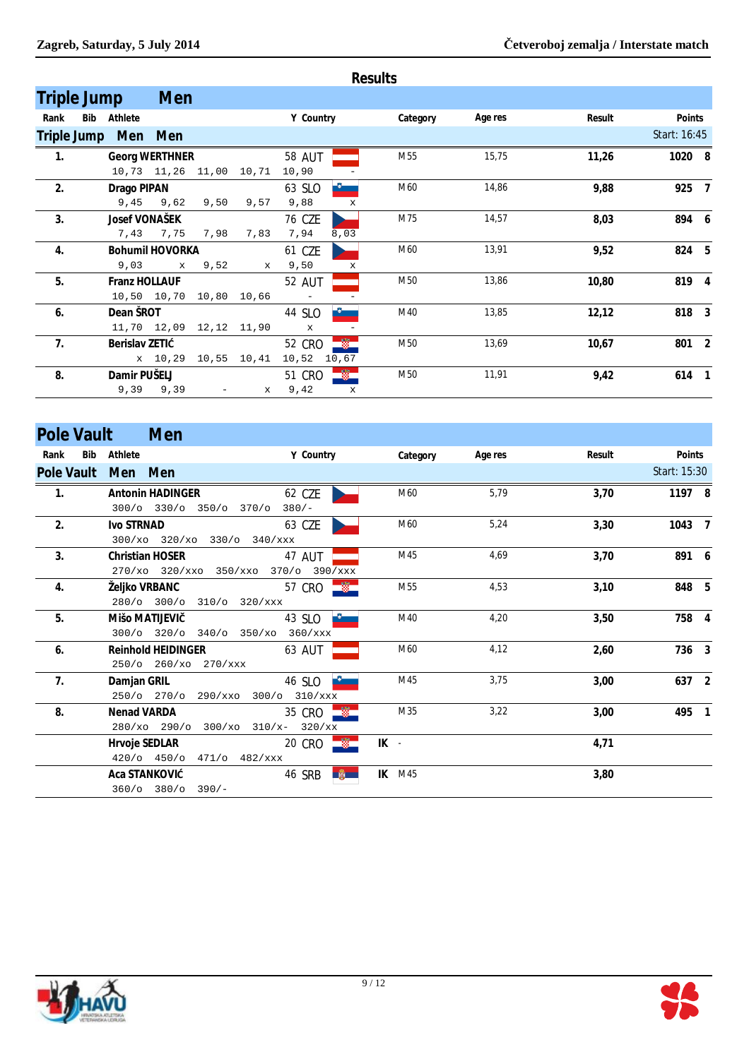## Results

### Triple Jump Men

Start: 16:45

| Rank | Bib | Athlete | Y | Country | Category | Age res | Result | Points | |
|---|---|---|---|---|---|---|---|---|---|
| 1. | | Georg WERTHNER | 58 | AUT | M55 | 15,75 | 11,26 | 1020 | 8 |
| | | 10,73 11,26 11,00 10,71 10,90 - | | | | | | | |
| 2. | | Drago PIPAN | 63 | SLO | M60 | 14,86 | 9,88 | 925 | 7 |
| | | 9,45 9,62 9,50 9,57 9,88 x | | | | | | | |
| 3. | | Josef VONAŠEK | 76 | CZE | M75 | 14,57 | 8,03 | 894 | 6 |
| | | 7,43 7,75 7,98 7,83 7,94 8,03 | | | | | | | |
| 4. | | Bohumil HOVORKA | 61 | CZE | M60 | 13,91 | 9,52 | 824 | 5 |
| | | 9,03 x 9,52 x 9,50 x | | | | | | | |
| 5. | | Franz HOLLAUF | 52 | AUT | M50 | 13,86 | 10,80 | 819 | 4 |
| | | 10,50 10,70 10,80 10,66 - - | | | | | | | |
| 6. | | Dean ŠROT | 44 | SLO | M40 | 13,85 | 12,12 | 818 | 3 |
| | | 11,70 12,09 12,12 11,90 x - | | | | | | | |
| 7. | | Berislav ZETIĆ | 52 | CRO | M50 | 13,69 | 10,67 | 801 | 2 |
| | | x 10,29 10,55 10,41 10,52 10,67 | | | | | | | |
| 8. | | Damir PUŠELJ | 51 | CRO | M50 | 11,91 | 9,42 | 614 | 1 |
| | | 9,39 9,39 - x 9,42 x | | | | | | | |

### Pole Vault Men

Start: 15:30

| Rank | Bib | Athlete | Y | Country | Category | Age res | Result | Points | |
|---|---|---|---|---|---|---|---|---|---|
| 1. | | Antonin HADINGER | 62 | CZE | M60 | 5,79 | 3,70 | 1197 | 8 |
| | | 300/o 330/o 350/o 370/o 380/- | | | | | | | |
| 2. | | Ivo STRNAD | 63 | CZE | M60 | 5,24 | 3,30 | 1043 | 7 |
| | | 300/xo 320/xo 330/o 340/xxx | | | | | | | |
| 3. | | Christian HOSER | 47 | AUT | M45 | 4,69 | 3,70 | 891 | 6 |
| | | 270/xo 320/xxo 350/xxo 370/o 390/xxx | | | | | | | |
| 4. | | Željko VRBANC | 57 | CRO | M55 | 4,53 | 3,10 | 848 | 5 |
| | | 280/o 300/o 310/o 320/xxx | | | | | | | |
| 5. | | Mišo MATIJEVIČ | 43 | SLO | M40 | 4,20 | 3,50 | 758 | 4 |
| | | 300/o 320/o 340/o 350/xo 360/xxx | | | | | | | |
| 6. | | Reinhold HEIDINGER | 63 | AUT | M60 | 4,12 | 2,60 | 736 | 3 |
| | | 250/o 260/xo 270/xxx | | | | | | | |
| 7. | | Damjan GRIL | 46 | SLO | M45 | 3,75 | 3,00 | 637 | 2 |
| | | 250/o 270/o 290/xxo 300/o 310/xxx | | | | | | | |
| 8. | | Nenad VARDA | 35 | CRO | M35 | 3,22 | 3,00 | 495 | 1 |
| | | 280/xo 290/o 300/xo 310/x- 320/xx | | | | | | | |
| | | Hrvoje SEDLAR | 20 | CRO | IK - | | 4,71 | | |
| | | 420/o 450/o 471/o 482/xxx | | | | | | | |
| | | Aca STANKOVIĆ | 46 | SRB | IK M45 | | 3,80 | | |
| | | 360/o 380/o 390/- | | | | | | | |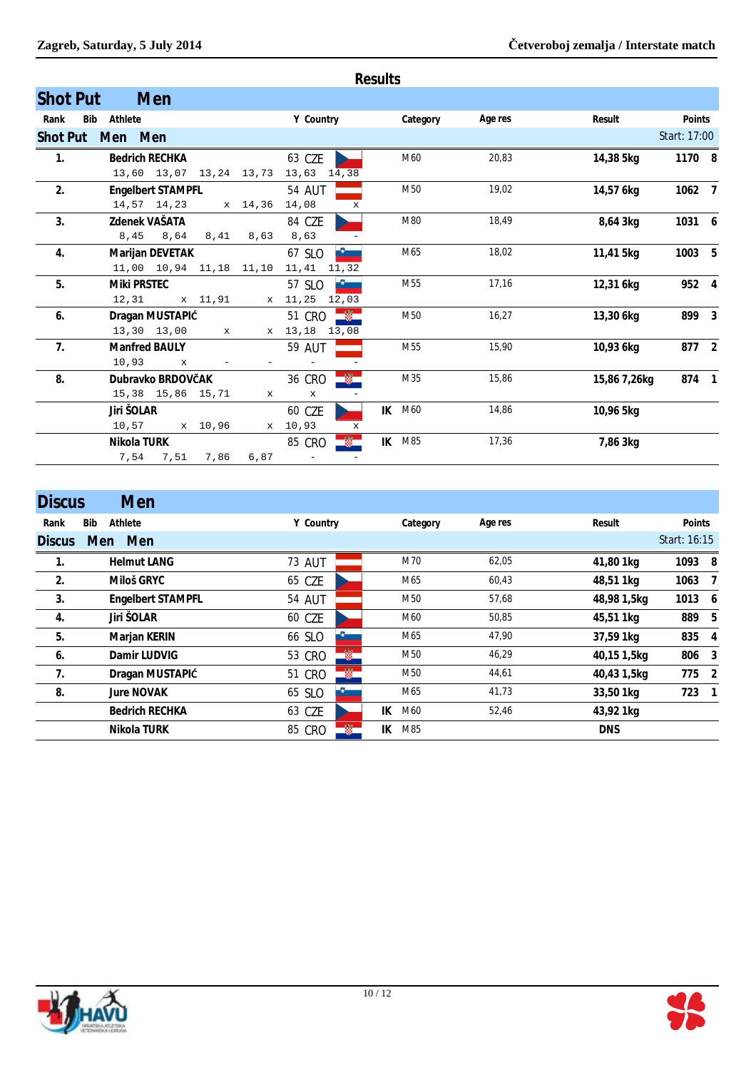## Results

### Shot Put Men

| Rank | Bib | Athlete | Y | Country | | Category | Age res | Result | Points | |
|---|---|---|---|---|---|---|---|---|---|---|
| **Shot Put Men Men** | | | | | | | | | Start: 17:00 | |
| 1. | | Bedrich RECHKA | 63 | CZE | | M60 | 20,83 | 14,38 5kg | 1170 | 8 |
| | | 13,60 13,07 13,24 13,73 13,63 14,38 | | | | | | | | |
| 2. | | Engelbert STAMPFL | 54 | AUT | | M50 | 19,02 | 14,57 6kg | 1062 | 7 |
| | | 14,57 14,23 x 14,36 14,08 x | | | | | | | | |
| 3. | | Zdenek VAŠATA | 84 | CZE | | M80 | 18,49 | 8,64 3kg | 1031 | 6 |
| | | 8,45 8,64 8,41 8,63 8,63 - | | | | | | | | |
| 4. | | Marijan DEVETAK | 67 | SLO | | M65 | 18,02 | 11,41 5kg | 1003 | 5 |
| | | 11,00 10,94 11,18 11,10 11,41 11,32 | | | | | | | | |
| 5. | | Miki PRSTEC | 57 | SLO | | M55 | 17,16 | 12,31 6kg | 952 | 4 |
| | | 12,31 x 11,91 x 11,25 12,03 | | | | | | | | |
| 6. | | Dragan MUSTAPIĆ | 51 | CRO | | M50 | 16,27 | 13,30 6kg | 899 | 3 |
| | | 13,30 13,00 x x 13,18 13,08 | | | | | | | | |
| 7. | | Manfred BAULY | 59 | AUT | | M55 | 15,90 | 10,93 6kg | 877 | 2 |
| | | 10,93 x - - - - | | | | | | | | |
| 8. | | Dubravko BRDOVČAK | 36 | CRO | | M35 | 15,86 | 15,86 7,26kg | 874 | 1 |
| | | 15,38 15,86 15,71 x x - | | | | | | | | |
| | | Jiri ŠOLAR | 60 | CZE | IK | M60 | 14,86 | 10,96 5kg | | |
| | | 10,57 x 10,96 x 10,93 x | | | | | | | | |
| | | Nikola TURK | 85 | CRO | IK | M85 | 17,36 | 7,86 3kg | | |
| | | 7,54 7,51 7,86 6,87 - - | | | | | | | | |

### Discus Men

| Rank | Bib | Athlete | Y | Country | | Category | Age res | Result | Points | |
|---|---|---|---|---|---|---|---|---|---|---|
| **Discus Men Men** | | | | | | | | | Start: 16:15 | |
| 1. | | Helmut LANG | 73 | AUT | | M70 | 62,05 | 41,80 1kg | 1093 | 8 |
| 2. | | Miloš GRYC | 65 | CZE | | M65 | 60,43 | 48,51 1kg | 1063 | 7 |
| 3. | | Engelbert STAMPFL | 54 | AUT | | M50 | 57,68 | 48,98 1,5kg | 1013 | 6 |
| 4. | | Jiri ŠOLAR | 60 | CZE | | M60 | 50,85 | 45,51 1kg | 889 | 5 |
| 5. | | Marjan KERIN | 66 | SLO | | M65 | 47,90 | 37,59 1kg | 835 | 4 |
| 6. | | Damir LUDVIG | 53 | CRO | | M50 | 46,29 | 40,15 1,5kg | 806 | 3 |
| 7. | | Dragan MUSTAPIĆ | 51 | CRO | | M50 | 44,61 | 40,43 1,5kg | 775 | 2 |
| 8. | | Jure NOVAK | 65 | SLO | | M65 | 41,73 | 33,50 1kg | 723 | 1 |
| | | Bedrich RECHKA | 63 | CZE | IK | M60 | 52,46 | 43,92 1kg | | |
| | | Nikola TURK | 85 | CRO | IK | M85 | | DNS | | |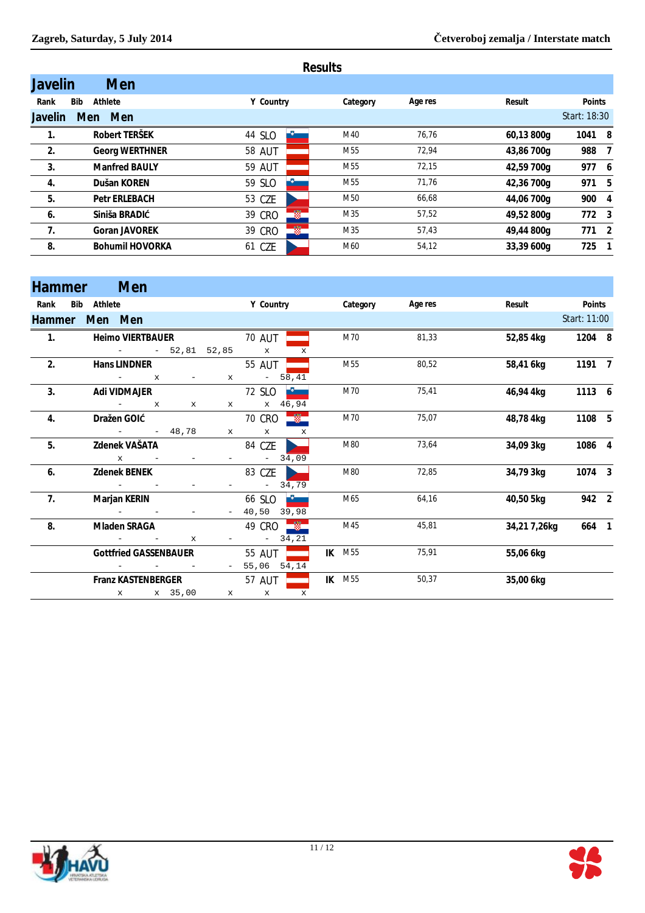## Results

### Javelin Men

| Rank | Bib | Athlete | Y | Country | Category | Age res | Result | Points | |
|---|---|---|---|---|---|---|---|---|---|
| **Javelin Men Men** | | | | | | | | Start: 18:30 | |
| 1. | | Robert TERŠEK | 44 | SLO | M40 | 76,76 | 60,13 800g | 1041 | 8 |
| 2. | | Georg WERTHNER | 58 | AUT | M55 | 72,94 | 43,86 700g | 988 | 7 |
| 3. | | Manfred BAULY | 59 | AUT | M55 | 72,15 | 42,59 700g | 977 | 6 |
| 4. | | Dušan KOREN | 59 | SLO | M55 | 71,76 | 42,36 700g | 971 | 5 |
| 5. | | Petr ERLEBACH | 53 | CZE | M50 | 66,68 | 44,06 700g | 900 | 4 |
| 6. | | Siniša BRADIĆ | 39 | CRO | M35 | 57,52 | 49,52 800g | 772 | 3 |
| 7. | | Goran JAVOREK | 39 | CRO | M35 | 57,43 | 49,44 800g | 771 | 2 |
| 8. | | Bohumil HOVORKA | 61 | CZE | M60 | 54,12 | 33,39 600g | 725 | 1 |

### Hammer Men

| Rank | Bib | Athlete | Y | Country | | Category | Age res | Result | Points | |
|---|---|---|---|---|---|---|---|---|---|---|
| **Hammer Men Men** | | | | | | | | | Start: 11:00 | |
| 1. | | Heimo VIERTBAUER<br>- - 52,81 52,85 x x | 70 | AUT | | M70 | 81,33 | 52,85 4kg | 1204 | 8 |
| 2. | | Hans LINDNER<br>- x - x - 58,41 | 55 | AUT | | M55 | 80,52 | 58,41 6kg | 1191 | 7 |
| 3. | | Adi VIDMAJER<br>- x x x x 46,94 | 72 | SLO | | M70 | 75,41 | 46,94 4kg | 1113 | 6 |
| 4. | | Dražen GOIĆ<br>- - 48,78 x x x | 70 | CRO | | M70 | 75,07 | 48,78 4kg | 1108 | 5 |
| 5. | | Zdenek VAŠATA<br>x - - - - 34,09 | 84 | CZE | | M80 | 73,64 | 34,09 3kg | 1086 | 4 |
| 6. | | Zdenek BENEK<br>- - - - - 34,79 | 83 | CZE | | M80 | 72,85 | 34,79 3kg | 1074 | 3 |
| 7. | | Marjan KERIN<br>- - - - 40,50 39,98 | 66 | SLO | | M65 | 64,16 | 40,50 5kg | 942 | 2 |
| 8. | | Mladen SRAGA<br>- - x - - 34,21 | 49 | CRO | | M45 | 45,81 | 34,21 7,26kg | 664 | 1 |
| | | Gottfried GASSENBAUER<br>- - - - 55,06 54,14 | 55 | AUT | IK | M55 | 75,91 | 55,06 6kg | | |
| | | Franz KASTENBERGER<br>x x 35,00 x x x | 57 | AUT | IK | M55 | 50,37 | 35,00 6kg | | |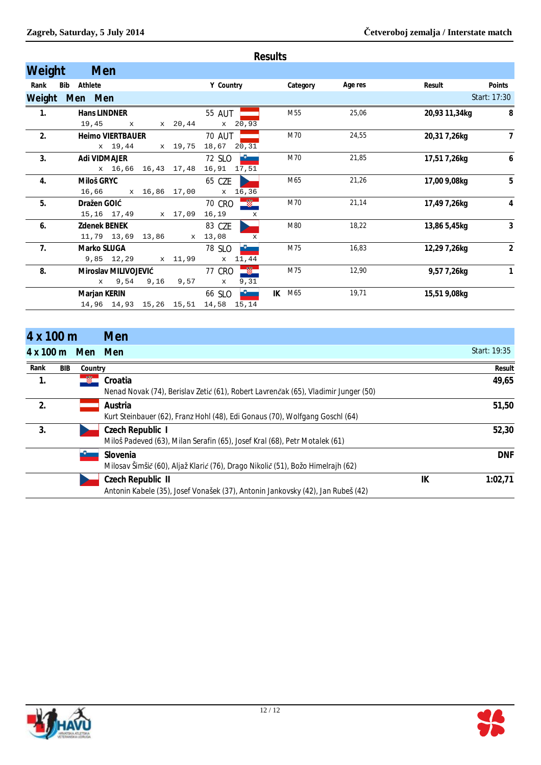## Results

## Weight Men

### Weight Men Men

Start: 17:30

| Rank | Bib | Athlete | Y | Country | | Category | Age res | Result | Points |
|---|---|---|---|---|---|---|---|---|---|
| 1. | | Hans LINDNER | 55 | AUT | | M55 | 25,06 | 20,93 11,34kg | 8 |
| | | 19,45 x x 20,44 x 20,93 | | | | | | | |
| 2. | | Heimo VIERTBAUER | 70 | AUT | | M70 | 24,55 | 20,31 7,26kg | 7 |
| | | x 19,44 x 19,75 18,67 20,31 | | | | | | | |
| 3. | | Adi VIDMAJER | 72 | SLO | | M70 | 21,85 | 17,51 7,26kg | 6 |
| | | x 16,66 16,43 17,48 16,91 17,51 | | | | | | | |
| 4. | | Miloš GRYC | 65 | CZE | | M65 | 21,26 | 17,00 9,08kg | 5 |
| | | 16,66 x 16,86 17,00 x 16,36 | | | | | | | |
| 5. | | Dražen GOIĆ | 70 | CRO | | M70 | 21,14 | 17,49 7,26kg | 4 |
| | | 15,16 17,49 x 17,09 16,19 x | | | | | | | |
| 6. | | Zdenek BENEK | 83 | CZE | | M80 | 18,22 | 13,86 5,45kg | 3 |
| | | 11,79 13,69 13,86 x 13,08 x | | | | | | | |
| 7. | | Marko SLUGA | 78 | SLO | | M75 | 16,83 | 12,29 7,26kg | 2 |
| | | 9,85 12,29 x 11,99 x 11,44 | | | | | | | |
| 8. | | Miroslav MILIVOJEVIĆ | 77 | CRO | | M75 | 12,90 | 9,57 7,26kg | 1 |
| | | x 9,54 9,16 9,57 x 9,31 | | | | | | | |
| | | Marjan KERIN | 66 | SLO | IK | M65 | 19,71 | 15,51 9,08kg | |
| | | 14,96 14,93 15,26 15,51 14,58 15,14 | | | | | | | |

## 4 x 100 m Men

### 4 x 100 m Men Men

Start: 19:35

| Rank | BIB | Country | | Result |
|---|---|---|---|---|
| 1. | | **Croatia**<br>Nenad Novak (74), Berislav Zetić (61), Robert Lavrenčak (65), Vladimir Junger (50) | | 49,65 |
| 2. | | **Austria**<br>Kurt Steinbauer (62), Franz Hohl (48), Edi Gonaus (70), Wolfgang Goschl (64) | | 51,50 |
| 3. | | **Czech Republic I**<br>Miloš Padeved (63), Milan Serafin (65), Josef Kral (68), Petr Motalek (61) | | 52,30 |
| | | **Slovenia**<br>Milosav Šimšič (60), Aljaž Klarić (76), Drago Nikolič (51), Božo Himelrajh (62) | | DNF |
| | | **Czech Republic II**<br>Antonin Kabele (35), Josef Vonašek (37), Antonin Jankovsky (42), Jan Rubeš (42) | IK | 1:02,71 |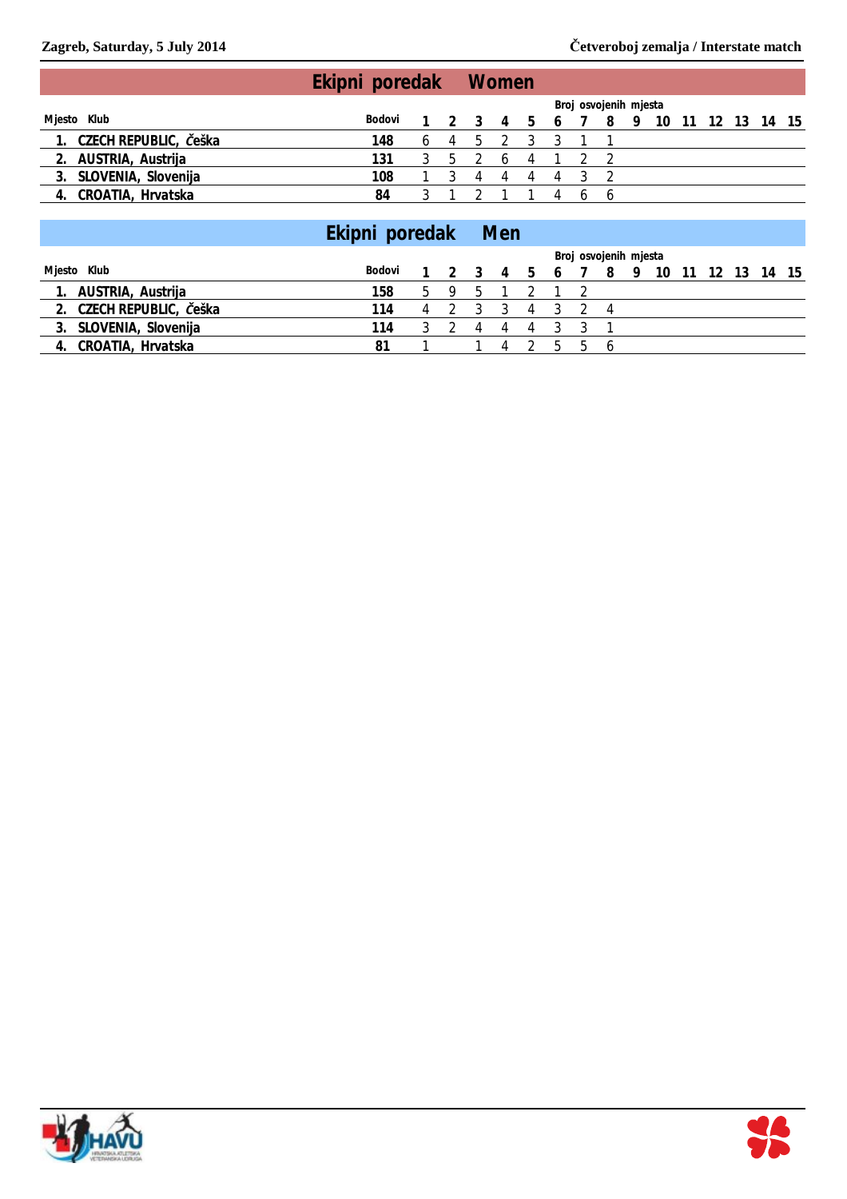## Ekipni poredak Women

| Mjesto | Klub | Bodovi | Broj osvojenih mjesta | | | | | | | | | | | | | | |
|---|---|---|---|---|---|---|---|---|---|---|---|---|---|---|---|---|---|
| | | | 1 | 2 | 3 | 4 | 5 | 6 | 7 | 8 | 9 | 10 | 11 | 12 | 13 | 14 | 15 |
| 1. | CZECH REPUBLIC, Češka | 148 | 6 | 4 | 5 | 2 | 3 | 3 | 1 | 1 | | | | | | | |
| 2. | AUSTRIA, Austrija | 131 | 3 | 5 | 2 | 6 | 4 | 1 | 2 | 2 | | | | | | | |
| 3. | SLOVENIA, Slovenija | 108 | 1 | 3 | 4 | 4 | 4 | 4 | 3 | 2 | | | | | | | |
| 4. | CROATIA, Hrvatska | 84 | 3 | 1 | 2 | 1 | 1 | 4 | 6 | 6 | | | | | | | |

## Ekipni poredak Men

| Mjesto | Klub | Bodovi | Broj osvojenih mjesta | | | | | | | | | | | | | | |
|---|---|---|---|---|---|---|---|---|---|---|---|---|---|---|---|---|---|
| | | | 1 | 2 | 3 | 4 | 5 | 6 | 7 | 8 | 9 | 10 | 11 | 12 | 13 | 14 | 15 |
| 1. | AUSTRIA, Austrija | 158 | 5 | 9 | 5 | 1 | 2 | 1 | 2 | | | | | | | | |
| 2. | CZECH REPUBLIC, Češka | 114 | 4 | 2 | 3 | 3 | 4 | 3 | 2 | 4 | | | | | | | |
| 3. | SLOVENIA, Slovenija | 114 | 3 | 2 | 4 | 4 | 4 | 3 | 3 | 1 | | | | | | | |
| 4. | CROATIA, Hrvatska | 81 | 1 | | 1 | 4 | 2 | 5 | 5 | 6 | | | | | | | |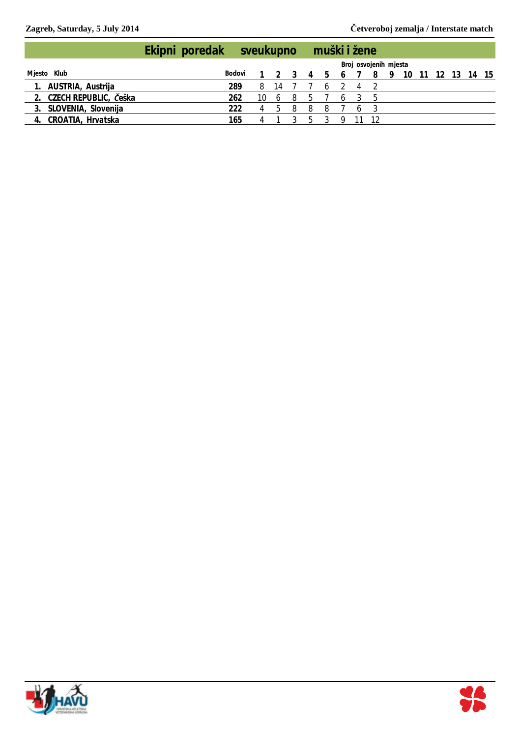## Ekipni poredak sveukupno muški i žene

| Mjesto | Klub | Bodovi | 1 | 2 | 3 | 4 | 5 | 6 | 7 | 8 | 9 | 10 | 11 | 12 | 13 | 14 | 15 |
|---|---|---|---|---|---|---|---|---|---|---|---|---|---|---|---|---|---|
| | | | Broj osvojenih mjesta | | | | | | | | | | | | | | |
| 1. | AUSTRIA, Austrija | 289 | 8 | 14 | 7 | 7 | 6 | 2 | 4 | 2 | | | | | | | |
| 2. | CZECH REPUBLIC, Češka | 262 | 10 | 6 | 8 | 5 | 7 | 6 | 3 | 5 | | | | | | | |
| 3. | SLOVENIA, Slovenija | 222 | 4 | 5 | 8 | 8 | 8 | 7 | 6 | 3 | | | | | | | |
| 4. | CROATIA, Hrvatska | 165 | 4 | 1 | 3 | 5 | 3 | 9 | 11 | 12 | | | | | | | |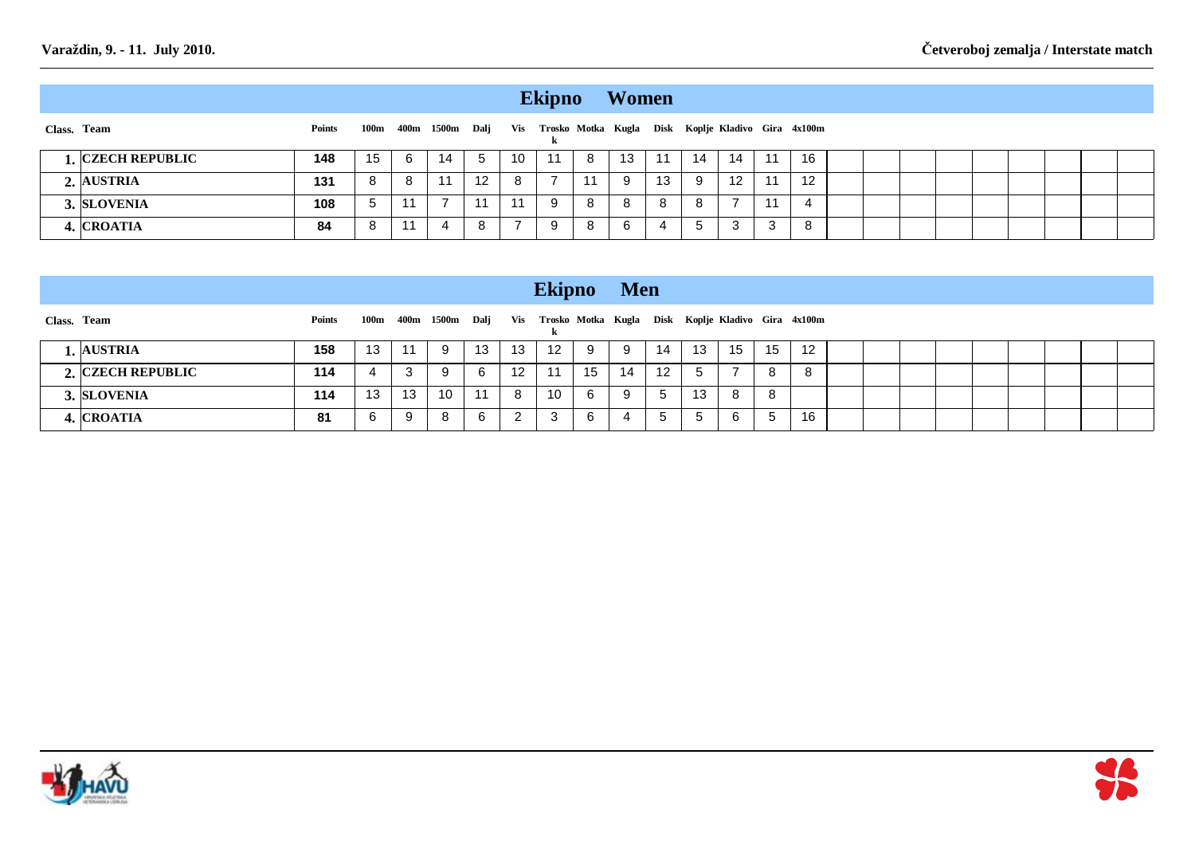Varaždin, 9. - 11. July 2010.

Četveroboj zemalja / Interstate match

## Ekipno Women

| Class. | Team | Points | 100m | 400m | 1500m | Dalj | Vis | Trosko k | Motka | Kugla | Disk | Koplje | Kladivo | Gira | 4x100m |
|---|---|---|---|---|---|---|---|---|---|---|---|---|---|---|---|
| 1. | CZECH REPUBLIC | 148 | 15 | 6 | 14 | 5 | 10 | 11 | 8 | 13 | 11 | 14 | 14 | 11 | 16 |
| 2. | AUSTRIA | 131 | 8 | 8 | 11 | 12 | 8 | 7 | 11 | 9 | 13 | 9 | 12 | 11 | 12 |
| 3. | SLOVENIA | 108 | 5 | 11 | 7 | 11 | 11 | 9 | 8 | 8 | 8 | 8 | 7 | 11 | 4 |
| 4. | CROATIA | 84 | 8 | 11 | 4 | 8 | 7 | 9 | 8 | 6 | 4 | 5 | 3 | 3 | 8 |

## Ekipno Men

| Class. | Team | Points | 100m | 400m | 1500m | Dalj | Vis | Trosko k | Motka | Kugla | Disk | Koplje | Kladivo | Gira | 4x100m |
|---|---|---|---|---|---|---|---|---|---|---|---|---|---|---|---|
| 1. | AUSTRIA | 158 | 13 | 11 | 9 | 13 | 13 | 12 | 9 | 9 | 14 | 13 | 15 | 15 | 12 |
| 2. | CZECH REPUBLIC | 114 | 4 | 3 | 9 | 6 | 12 | 11 | 15 | 14 | 12 | 5 | 7 | 8 | 8 |
| 3. | SLOVENIA | 114 | 13 | 13 | 10 | 11 | 8 | 10 | 6 | 9 | 5 | 13 | 8 | 8 | |
| 4. | CROATIA | 81 | 6 | 9 | 8 | 6 | 2 | 3 | 6 | 4 | 5 | 5 | 6 | 5 | 16 |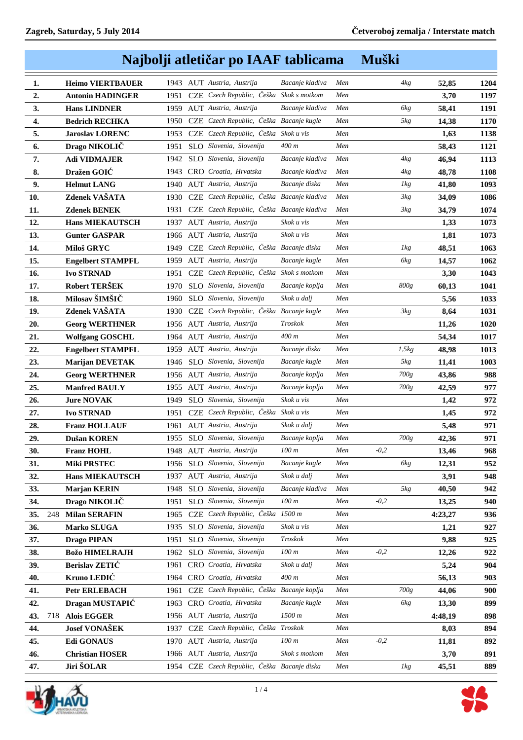# Najbolji atletičar po IAAF tablicama Muški

| | | | | | | | | | | | |
|---|---|---|---|---|---|---|---|---|---|---|---|
| **1.** | | **Heimo VIERTBAUER** | 1943 | AUT | *Austria, Austrija* | *Bacanje kladiva* | *Men* | | *4kg* | **52,85** | **1204** |
| **2.** | | **Antonin HADINGER** | 1951 | CZE | *Czech Republic, Češka* | *Skok s motkom* | *Men* | | | **3,70** | **1197** |
| **3.** | | **Hans LINDNER** | 1959 | AUT | *Austria, Austrija* | *Bacanje kladiva* | *Men* | | *6kg* | **58,41** | **1191** |
| **4.** | | **Bedrich RECHKA** | 1950 | CZE | *Czech Republic, Češka* | *Bacanje kugle* | *Men* | | *5kg* | **14,38** | **1170** |
| **5.** | | **Jaroslav LORENC** | 1953 | CZE | *Czech Republic, Češka* | *Skok u vis* | *Men* | | | **1,63** | **1138** |
| **6.** | | **Drago NIKOLIČ** | 1951 | SLO | *Slovenia, Slovenija* | *400 m* | *Men* | | | **58,43** | **1121** |
| **7.** | | **Adi VIDMAJER** | 1942 | SLO | *Slovenia, Slovenija* | *Bacanje kladiva* | *Men* | | *4kg* | **46,94** | **1113** |
| **8.** | | **Dražen GOIĆ** | 1943 | CRO | *Croatia, Hrvatska* | *Bacanje kladiva* | *Men* | | *4kg* | **48,78** | **1108** |
| **9.** | | **Helmut LANG** | 1940 | AUT | *Austria, Austrija* | *Bacanje diska* | *Men* | | *1kg* | **41,80** | **1093** |
| **10.** | | **Zdenek VAŠATA** | 1930 | CZE | *Czech Republic, Češka* | *Bacanje kladiva* | *Men* | | *3kg* | **34,09** | **1086** |
| **11.** | | **Zdenek BENEK** | 1931 | CZE | *Czech Republic, Češka* | *Bacanje kladiva* | *Men* | | *3kg* | **34,79** | **1074** |
| **12.** | | **Hans MIEKAUTSCH** | 1937 | AUT | *Austria, Austrija* | *Skok u vis* | *Men* | | | **1,33** | **1073** |
| **13.** | | **Gunter GASPAR** | 1966 | AUT | *Austria, Austrija* | *Skok u vis* | *Men* | | | **1,81** | **1073** |
| **14.** | | **Miloš GRYC** | 1949 | CZE | *Czech Republic, Češka* | *Bacanje diska* | *Men* | | *1kg* | **48,51** | **1063** |
| **15.** | | **Engelbert STAMPFL** | 1959 | AUT | *Austria, Austrija* | *Bacanje kugle* | *Men* | | *6kg* | **14,57** | **1062** |
| **16.** | | **Ivo STRNAD** | 1951 | CZE | *Czech Republic, Češka* | *Skok s motkom* | *Men* | | | **3,30** | **1043** |
| **17.** | | **Robert TERŠEK** | 1970 | SLO | *Slovenia, Slovenija* | *Bacanje koplja* | *Men* | | *800g* | **60,13** | **1041** |
| **18.** | | **Milosav ŠIMŠIČ** | 1960 | SLO | *Slovenia, Slovenija* | *Skok u dalj* | *Men* | | | **5,56** | **1033** |
| **19.** | | **Zdenek VAŠATA** | 1930 | CZE | *Czech Republic, Češka* | *Bacanje kugle* | *Men* | | *3kg* | **8,64** | **1031** |
| **20.** | | **Georg WERTHNER** | 1956 | AUT | *Austria, Austrija* | *Troskok* | *Men* | | | **11,26** | **1020** |
| **21.** | | **Wolfgang GOSCHL** | 1964 | AUT | *Austria, Austrija* | *400 m* | *Men* | | | **54,34** | **1017** |
| **22.** | | **Engelbert STAMPFL** | 1959 | AUT | *Austria, Austrija* | *Bacanje diska* | *Men* | | *1,5kg* | **48,98** | **1013** |
| **23.** | | **Marijan DEVETAK** | 1946 | SLO | *Slovenia, Slovenija* | *Bacanje kugle* | *Men* | | *5kg* | **11,41** | **1003** |
| **24.** | | **Georg WERTHNER** | 1956 | AUT | *Austria, Austrija* | *Bacanje koplja* | *Men* | | *700g* | **43,86** | **988** |
| **25.** | | **Manfred BAULY** | 1955 | AUT | *Austria, Austrija* | *Bacanje koplja* | *Men* | | *700g* | **42,59** | **977** |
| **26.** | | **Jure NOVAK** | 1949 | SLO | *Slovenia, Slovenija* | *Skok u vis* | *Men* | | | **1,42** | **972** |
| **27.** | | **Ivo STRNAD** | 1951 | CZE | *Czech Republic, Češka* | *Skok u vis* | *Men* | | | **1,45** | **972** |
| **28.** | | **Franz HOLLAUF** | 1961 | AUT | *Austria, Austrija* | *Skok u dalj* | *Men* | | | **5,48** | **971** |
| **29.** | | **Dušan KOREN** | 1955 | SLO | *Slovenia, Slovenija* | *Bacanje koplja* | *Men* | | *700g* | **42,36** | **971** |
| **30.** | | **Franz HOHL** | 1948 | AUT | *Austria, Austrija* | *100 m* | *Men* | *-0,2* | | **13,46** | **968** |
| **31.** | | **Miki PRSTEC** | 1956 | SLO | *Slovenia, Slovenija* | *Bacanje kugle* | *Men* | | *6kg* | **12,31** | **952** |
| **32.** | | **Hans MIEKAUTSCH** | 1937 | AUT | *Austria, Austrija* | *Skok u dalj* | *Men* | | | **3,91** | **948** |
| **33.** | | **Marjan KERIN** | 1948 | SLO | *Slovenia, Slovenija* | *Bacanje kladiva* | *Men* | | *5kg* | **40,50** | **942** |
| **34.** | | **Drago NIKOLIČ** | 1951 | SLO | *Slovenia, Slovenija* | *100 m* | *Men* | *-0,2* | | **13,25** | **940** |
| **35.** | 248 | **Milan SERAFIN** | 1965 | CZE | *Czech Republic, Češka* | *1500 m* | *Men* | | | **4:23,27** | **936** |
| **36.** | | **Marko SLUGA** | 1935 | SLO | *Slovenia, Slovenija* | *Skok u vis* | *Men* | | | **1,21** | **927** |
| **37.** | | **Drago PIPAN** | 1951 | SLO | *Slovenia, Slovenija* | *Troskok* | *Men* | | | **9,88** | **925** |
| **38.** | | **Božo HIMELRAJH** | 1962 | SLO | *Slovenia, Slovenija* | *100 m* | *Men* | *-0,2* | | **12,26** | **922** |
| **39.** | | **Berislav ZETIĆ** | 1961 | CRO | *Croatia, Hrvatska* | *Skok u dalj* | *Men* | | | **5,24** | **904** |
| **40.** | | **Kruno LEDIĆ** | 1964 | CRO | *Croatia, Hrvatska* | *400 m* | *Men* | | | **56,13** | **903** |
| **41.** | | **Petr ERLEBACH** | 1961 | CZE | *Czech Republic, Češka* | *Bacanje koplja* | *Men* | | *700g* | **44,06** | **900** |
| **42.** | | **Dragan MUSTAPIĆ** | 1963 | CRO | *Croatia, Hrvatska* | *Bacanje kugle* | *Men* | | *6kg* | **13,30** | **899** |
| **43.** | 718 | **Alois EGGER** | 1956 | AUT | *Austria, Austrija* | *1500 m* | *Men* | | | **4:48,19** | **898** |
| **44.** | | **Josef VONAŠEK** | 1937 | CZE | *Czech Republic, Češka* | *Troskok* | *Men* | | | **8,03** | **894** |
| **45.** | | **Edi GONAUS** | 1970 | AUT | *Austria, Austrija* | *100 m* | *Men* | *-0,2* | | **11,81** | **892** |
| **46.** | | **Christian HOSER** | 1966 | AUT | *Austria, Austrija* | *Skok s motkom* | *Men* | | | **3,70** | **891** |
| **47.** | | **Jiri ŠOLAR** | 1954 | CZE | *Czech Republic, Češka* | *Bacanje diska* | *Men* | | *1kg* | **45,51** | **889** |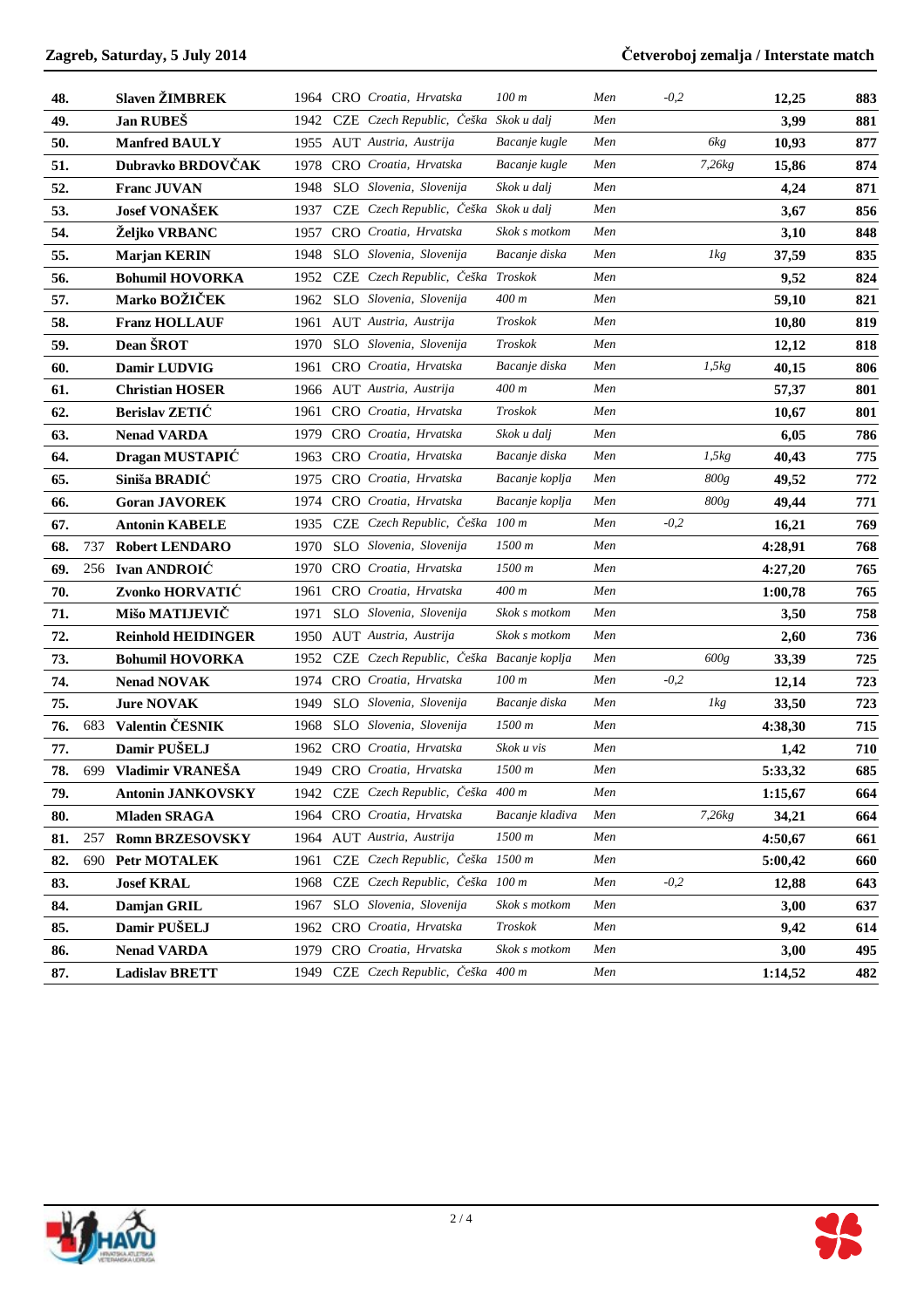| | | | | | | | | | | | |
|---|---|---|---|---|---|---|---|---|---|---|---|
| 48. | | Slaven ŽIMBREK | 1964 | CRO | Croatia, Hrvatska | 100 m | Men | -0,2 | | 12,25 | 883 |
| 49. | | Jan RUBEŠ | 1942 | CZE | Czech Republic, Češka | Skok u dalj | Men | | | 3,99 | 881 |
| 50. | | Manfred BAULY | 1955 | AUT | Austria, Austrija | Bacanje kugle | Men | | 6kg | 10,93 | 877 |
| 51. | | Dubravko BRDOVČAK | 1978 | CRO | Croatia, Hrvatska | Bacanje kugle | Men | | 7,26kg | 15,86 | 874 |
| 52. | | Franc JUVAN | 1948 | SLO | Slovenia, Slovenija | Skok u dalj | Men | | | 4,24 | 871 |
| 53. | | Josef VONAŠEK | 1937 | CZE | Czech Republic, Češka | Skok u dalj | Men | | | 3,67 | 856 |
| 54. | | Željko VRBANC | 1957 | CRO | Croatia, Hrvatska | Skok s motkom | Men | | | 3,10 | 848 |
| 55. | | Marjan KERIN | 1948 | SLO | Slovenia, Slovenija | Bacanje diska | Men | | 1kg | 37,59 | 835 |
| 56. | | Bohumil HOVORKA | 1952 | CZE | Czech Republic, Češka | Troskok | Men | | | 9,52 | 824 |
| 57. | | Marko BOŽIČEK | 1962 | SLO | Slovenia, Slovenija | 400 m | Men | | | 59,10 | 821 |
| 58. | | Franz HOLLAUF | 1961 | AUT | Austria, Austrija | Troskok | Men | | | 10,80 | 819 |
| 59. | | Dean ŠROT | 1970 | SLO | Slovenia, Slovenija | Troskok | Men | | | 12,12 | 818 |
| 60. | | Damir LUDVIG | 1961 | CRO | Croatia, Hrvatska | Bacanje diska | Men | | 1,5kg | 40,15 | 806 |
| 61. | | Christian HOSER | 1966 | AUT | Austria, Austrija | 400 m | Men | | | 57,37 | 801 |
| 62. | | Berislav ZETIĆ | 1961 | CRO | Croatia, Hrvatska | Troskok | Men | | | 10,67 | 801 |
| 63. | | Nenad VARDA | 1979 | CRO | Croatia, Hrvatska | Skok u dalj | Men | | | 6,05 | 786 |
| 64. | | Dragan MUSTAPIĆ | 1963 | CRO | Croatia, Hrvatska | Bacanje diska | Men | | 1,5kg | 40,43 | 775 |
| 65. | | Siniša BRADIĆ | 1975 | CRO | Croatia, Hrvatska | Bacanje koplja | Men | | 800g | 49,52 | 772 |
| 66. | | Goran JAVOREK | 1974 | CRO | Croatia, Hrvatska | Bacanje koplja | Men | | 800g | 49,44 | 771 |
| 67. | | Antonin KABELE | 1935 | CZE | Czech Republic, Češka | 100 m | Men | -0,2 | | 16,21 | 769 |
| 68. | 737 | Robert LENDARO | 1970 | SLO | Slovenia, Slovenija | 1500 m | Men | | | 4:28,91 | 768 |
| 69. | 256 | Ivan ANDROIĆ | 1970 | CRO | Croatia, Hrvatska | 1500 m | Men | | | 4:27,20 | 765 |
| 70. | | Zvonko HORVATIĆ | 1961 | CRO | Croatia, Hrvatska | 400 m | Men | | | 1:00,78 | 765 |
| 71. | | Mišo MATIJEVIČ | 1971 | SLO | Slovenia, Slovenija | Skok s motkom | Men | | | 3,50 | 758 |
| 72. | | Reinhold HEIDINGER | 1950 | AUT | Austria, Austrija | Skok s motkom | Men | | | 2,60 | 736 |
| 73. | | Bohumil HOVORKA | 1952 | CZE | Czech Republic, Češka | Bacanje koplja | Men | | 600g | 33,39 | 725 |
| 74. | | Nenad NOVAK | 1974 | CRO | Croatia, Hrvatska | 100 m | Men | -0,2 | | 12,14 | 723 |
| 75. | | Jure NOVAK | 1949 | SLO | Slovenia, Slovenija | Bacanje diska | Men | | 1kg | 33,50 | 723 |
| 76. | 683 | Valentin ČESNIK | 1968 | SLO | Slovenia, Slovenija | 1500 m | Men | | | 4:38,30 | 715 |
| 77. | | Damir PUŠELJ | 1962 | CRO | Croatia, Hrvatska | Skok u vis | Men | | | 1,42 | 710 |
| 78. | 699 | Vladimir VRANEŠA | 1949 | CRO | Croatia, Hrvatska | 1500 m | Men | | | 5:33,32 | 685 |
| 79. | | Antonin JANKOVSKY | 1942 | CZE | Czech Republic, Češka | 400 m | Men | | | 1:15,67 | 664 |
| 80. | | Mladen SRAGA | 1964 | CRO | Croatia, Hrvatska | Bacanje kladiva | Men | | 7,26kg | 34,21 | 664 |
| 81. | 257 | Romn BRZESOVSKY | 1964 | AUT | Austria, Austrija | 1500 m | Men | | | 4:50,67 | 661 |
| 82. | 690 | Petr MOTALEK | 1961 | CZE | Czech Republic, Češka | 1500 m | Men | | | 5:00,42 | 660 |
| 83. | | Josef KRAL | 1968 | CZE | Czech Republic, Češka | 100 m | Men | -0,2 | | 12,88 | 643 |
| 84. | | Damjan GRIL | 1967 | SLO | Slovenia, Slovenija | Skok s motkom | Men | | | 3,00 | 637 |
| 85. | | Damir PUŠELJ | 1962 | CRO | Croatia, Hrvatska | Troskok | Men | | | 9,42 | 614 |
| 86. | | Nenad VARDA | 1979 | CRO | Croatia, Hrvatska | Skok s motkom | Men | | | 3,00 | 495 |
| 87. | | Ladislav BRETT | 1949 | CZE | Czech Republic, Češka | 400 m | Men | | | 1:14,52 | 482 |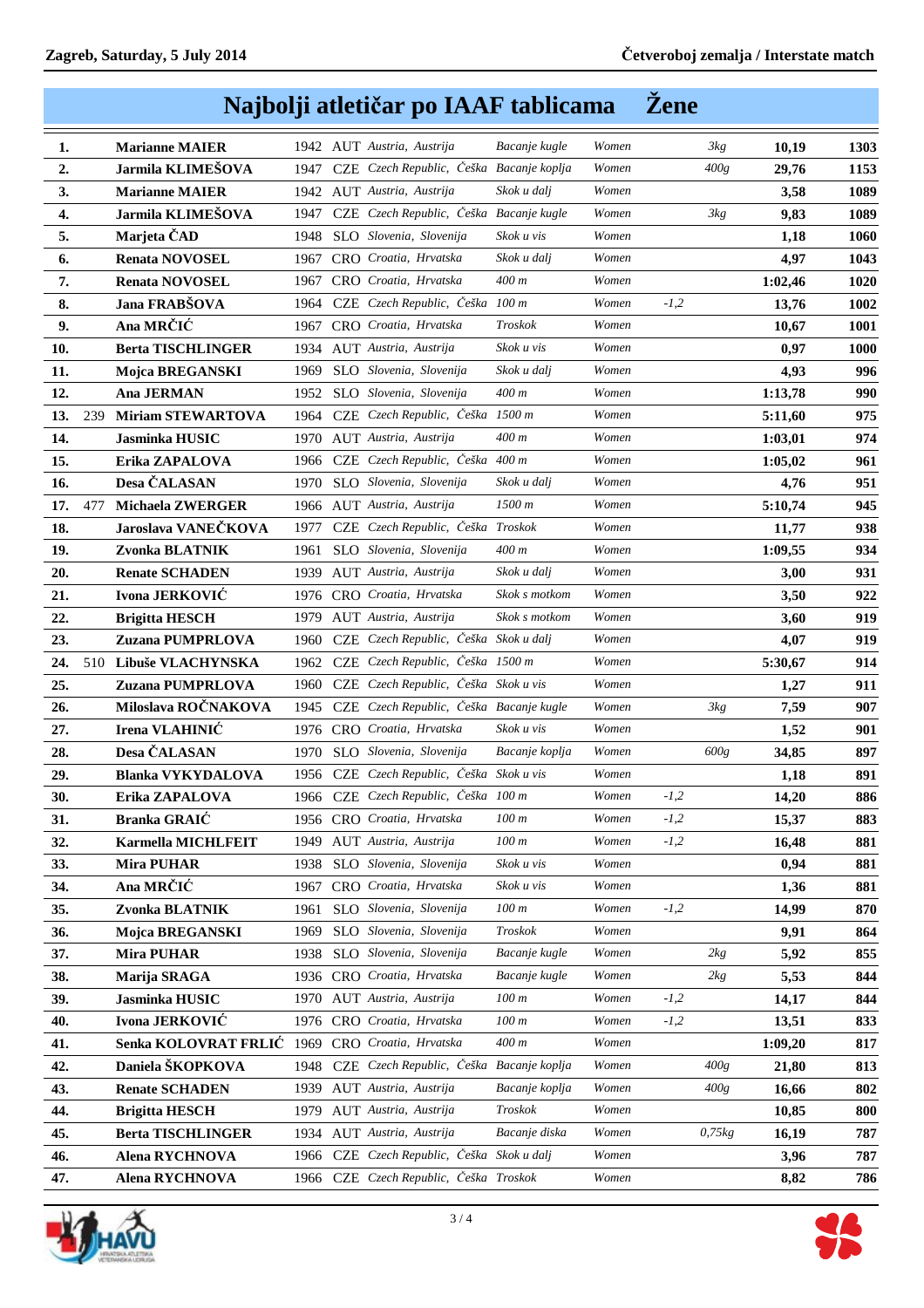Zagreb, Saturday, 5 July 2014 | Četveroboj zemalja / Interstate match

# Najbolji atletičar po IAAF tablicama Žene

| | | | | | | | | | | | |
|---|---|---|---|---|---|---|---|---|---|---|---|
| 1. | | Marianne MAIER | 1942 | AUT | Austria, Austrija | Bacanje kugle | Women | | 3kg | 10,19 | 1303 |
| 2. | | Jarmila KLIMEŠOVA | 1947 | CZE | Czech Republic, Češka | Bacanje koplja | Women | | 400g | 29,76 | 1153 |
| 3. | | Marianne MAIER | 1942 | AUT | Austria, Austrija | Skok u dalj | Women | | | 3,58 | 1089 |
| 4. | | Jarmila KLIMEŠOVA | 1947 | CZE | Czech Republic, Češka | Bacanje kugle | Women | | 3kg | 9,83 | 1089 |
| 5. | | Marjeta ČAD | 1948 | SLO | Slovenia, Slovenija | Skok u vis | Women | | | 1,18 | 1060 |
| 6. | | Renata NOVOSEL | 1967 | CRO | Croatia, Hrvatska | Skok u dalj | Women | | | 4,97 | 1043 |
| 7. | | Renata NOVOSEL | 1967 | CRO | Croatia, Hrvatska | 400 m | Women | | | 1:02,46 | 1020 |
| 8. | | Jana FRABŠOVA | 1964 | CZE | Czech Republic, Češka | 100 m | Women | -1,2 | | 13,76 | 1002 |
| 9. | | Ana MRČIĆ | 1967 | CRO | Croatia, Hrvatska | Troskok | Women | | | 10,67 | 1001 |
| 10. | | Berta TISCHLINGER | 1934 | AUT | Austria, Austrija | Skok u vis | Women | | | 0,97 | 1000 |
| 11. | | Mojca BREGANSKI | 1969 | SLO | Slovenia, Slovenija | Skok u dalj | Women | | | 4,93 | 996 |
| 12. | | Ana JERMAN | 1952 | SLO | Slovenia, Slovenija | 400 m | Women | | | 1:13,78 | 990 |
| 13. | 239 | Miriam STEWARTOVA | 1964 | CZE | Czech Republic, Češka | 1500 m | Women | | | 5:11,60 | 975 |
| 14. | | Jasminka HUSIC | 1970 | AUT | Austria, Austrija | 400 m | Women | | | 1:03,01 | 974 |
| 15. | | Erika ZAPALOVA | 1966 | CZE | Czech Republic, Češka | 400 m | Women | | | 1:05,02 | 961 |
| 16. | | Desa ČALASAN | 1970 | SLO | Slovenia, Slovenija | Skok u dalj | Women | | | 4,76 | 951 |
| 17. | 477 | Michaela ZWERGER | 1966 | AUT | Austria, Austrija | 1500 m | Women | | | 5:10,74 | 945 |
| 18. | | Jaroslava VANEČKOVA | 1977 | CZE | Czech Republic, Češka | Troskok | Women | | | 11,77 | 938 |
| 19. | | Zvonka BLATNIK | 1961 | SLO | Slovenia, Slovenija | 400 m | Women | | | 1:09,55 | 934 |
| 20. | | Renate SCHADEN | 1939 | AUT | Austria, Austrija | Skok u dalj | Women | | | 3,00 | 931 |
| 21. | | Ivona JERKOVIĆ | 1976 | CRO | Croatia, Hrvatska | Skok s motkom | Women | | | 3,50 | 922 |
| 22. | | Brigitta HESCH | 1979 | AUT | Austria, Austrija | Skok s motkom | Women | | | 3,60 | 919 |
| 23. | | Zuzana PUMPRLOVA | 1960 | CZE | Czech Republic, Češka | Skok u dalj | Women | | | 4,07 | 919 |
| 24. | 510 | Libuše VLACHYNSKA | 1962 | CZE | Czech Republic, Češka | 1500 m | Women | | | 5:30,67 | 914 |
| 25. | | Zuzana PUMPRLOVA | 1960 | CZE | Czech Republic, Češka | Skok u vis | Women | | | 1,27 | 911 |
| 26. | | Miloslava ROČNAKOVA | 1945 | CZE | Czech Republic, Češka | Bacanje kugle | Women | | 3kg | 7,59 | 907 |
| 27. | | Irena VLAHINIĆ | 1976 | CRO | Croatia, Hrvatska | Skok u vis | Women | | | 1,52 | 901 |
| 28. | | Desa ČALASAN | 1970 | SLO | Slovenia, Slovenija | Bacanje koplja | Women | | 600g | 34,85 | 897 |
| 29. | | Blanka VYKYDALOVA | 1956 | CZE | Czech Republic, Češka | Skok u vis | Women | | | 1,18 | 891 |
| 30. | | Erika ZAPALOVA | 1966 | CZE | Czech Republic, Češka | 100 m | Women | -1,2 | | 14,20 | 886 |
| 31. | | Branka GRAIĆ | 1956 | CRO | Croatia, Hrvatska | 100 m | Women | -1,2 | | 15,37 | 883 |
| 32. | | Karmella MICHLFEIT | 1949 | AUT | Austria, Austrija | 100 m | Women | -1,2 | | 16,48 | 881 |
| 33. | | Mira PUHAR | 1938 | SLO | Slovenia, Slovenija | Skok u vis | Women | | | 0,94 | 881 |
| 34. | | Ana MRČIĆ | 1967 | CRO | Croatia, Hrvatska | Skok u vis | Women | | | 1,36 | 881 |
| 35. | | Zvonka BLATNIK | 1961 | SLO | Slovenia, Slovenija | 100 m | Women | -1,2 | | 14,99 | 870 |
| 36. | | Mojca BREGANSKI | 1969 | SLO | Slovenia, Slovenija | Troskok | Women | | | 9,91 | 864 |
| 37. | | Mira PUHAR | 1938 | SLO | Slovenia, Slovenija | Bacanje kugle | Women | | 2kg | 5,92 | 855 |
| 38. | | Marija SRAGA | 1936 | CRO | Croatia, Hrvatska | Bacanje kugle | Women | | 2kg | 5,53 | 844 |
| 39. | | Jasminka HUSIC | 1970 | AUT | Austria, Austrija | 100 m | Women | -1,2 | | 14,17 | 844 |
| 40. | | Ivona JERKOVIĆ | 1976 | CRO | Croatia, Hrvatska | 100 m | Women | -1,2 | | 13,51 | 833 |
| 41. | | Senka KOLOVRAT FRLIĆ | 1969 | CRO | Croatia, Hrvatska | 400 m | Women | | | 1:09,20 | 817 |
| 42. | | Daniela ŠKOPKOVA | 1948 | CZE | Czech Republic, Češka | Bacanje koplja | Women | | 400g | 21,80 | 813 |
| 43. | | Renate SCHADEN | 1939 | AUT | Austria, Austrija | Bacanje koplja | Women | | 400g | 16,66 | 802 |
| 44. | | Brigitta HESCH | 1979 | AUT | Austria, Austrija | Troskok | Women | | | 10,85 | 800 |
| 45. | | Berta TISCHLINGER | 1934 | AUT | Austria, Austrija | Bacanje diska | Women | | 0,75kg | 16,19 | 787 |
| 46. | | Alena RYCHNOVA | 1966 | CZE | Czech Republic, Češka | Skok u dalj | Women | | | 3,96 | 787 |
| 47. | | Alena RYCHNOVA | 1966 | CZE | Czech Republic, Češka | Troskok | Women | | | 8,82 | 786 |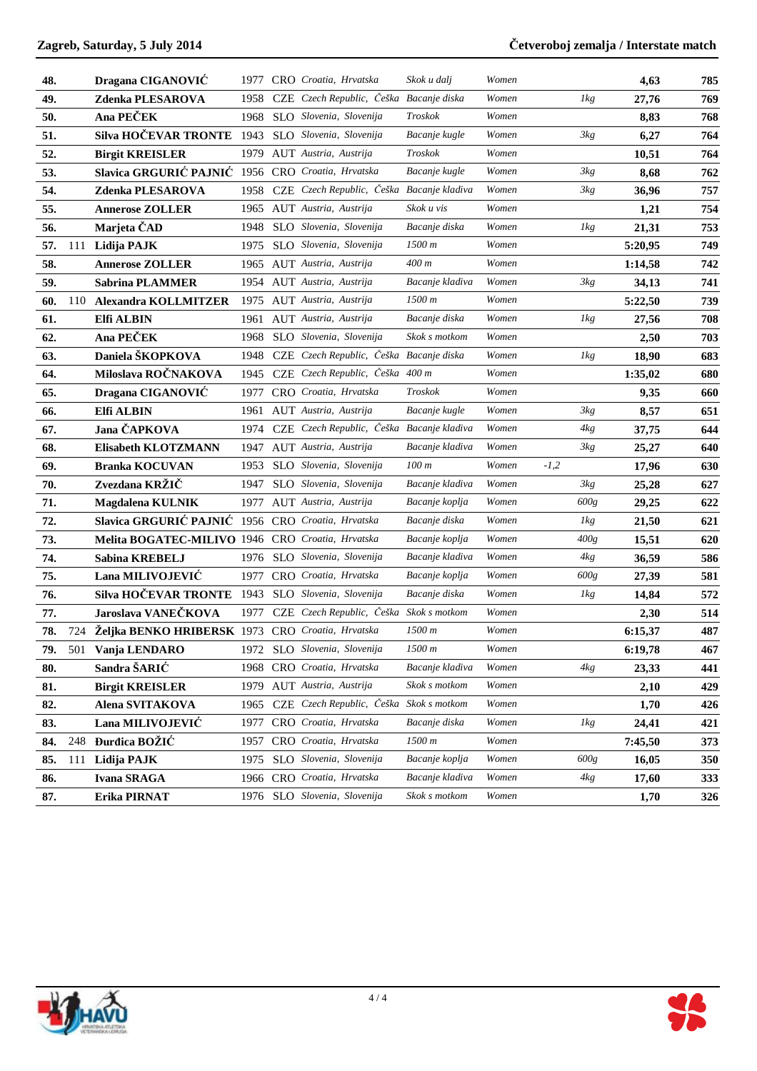| | | | | | | | | | | | |
|---|---|---|---|---|---|---|---|---|---|---|---|
| **48.** | | **Dragana CIGANOVIĆ** | 1977 | CRO | *Croatia, Hrvatska* | *Skok u dalj* | *Women* | | | **4,63** | **785** |
| **49.** | | **Zdenka PLESAROVA** | 1958 | CZE | *Czech Republic, Češka* | *Bacanje diska* | *Women* | | *1kg* | **27,76** | **769** |
| **50.** | | **Ana PEČEK** | 1968 | SLO | *Slovenia, Slovenija* | *Troskok* | *Women* | | | **8,83** | **768** |
| **51.** | | **Silva HOČEVAR TRONTE** | 1943 | SLO | *Slovenia, Slovenija* | *Bacanje kugle* | *Women* | | *3kg* | **6,27** | **764** |
| **52.** | | **Birgit KREISLER** | 1979 | AUT | *Austria, Austrija* | *Troskok* | *Women* | | | **10,51** | **764** |
| **53.** | | **Slavica GRGURIĆ PAJNIĆ** | 1956 | CRO | *Croatia, Hrvatska* | *Bacanje kugle* | *Women* | | *3kg* | **8,68** | **762** |
| **54.** | | **Zdenka PLESAROVA** | 1958 | CZE | *Czech Republic, Češka* | *Bacanje kladiva* | *Women* | | *3kg* | **36,96** | **757** |
| **55.** | | **Annerose ZOLLER** | 1965 | AUT | *Austria, Austrija* | *Skok u vis* | *Women* | | | **1,21** | **754** |
| **56.** | | **Marjeta ČAD** | 1948 | SLO | *Slovenia, Slovenija* | *Bacanje diska* | *Women* | | *1kg* | **21,31** | **753** |
| **57.** | 111 | **Lidija PAJK** | 1975 | SLO | *Slovenia, Slovenija* | *1500 m* | *Women* | | | **5:20,95** | **749** |
| **58.** | | **Annerose ZOLLER** | 1965 | AUT | *Austria, Austrija* | *400 m* | *Women* | | | **1:14,58** | **742** |
| **59.** | | **Sabrina PLAMMER** | 1954 | AUT | *Austria, Austrija* | *Bacanje kladiva* | *Women* | | *3kg* | **34,13** | **741** |
| **60.** | 110 | **Alexandra KOLLMITZER** | 1975 | AUT | *Austria, Austrija* | *1500 m* | *Women* | | | **5:22,50** | **739** |
| **61.** | | **Elfi ALBIN** | 1961 | AUT | *Austria, Austrija* | *Bacanje diska* | *Women* | | *1kg* | **27,56** | **708** |
| **62.** | | **Ana PEČEK** | 1968 | SLO | *Slovenia, Slovenija* | *Skok s motkom* | *Women* | | | **2,50** | **703** |
| **63.** | | **Daniela ŠKOPKOVA** | 1948 | CZE | *Czech Republic, Češka* | *Bacanje diska* | *Women* | | *1kg* | **18,90** | **683** |
| **64.** | | **Miloslava ROČNAKOVA** | 1945 | CZE | *Czech Republic, Češka* | *400 m* | *Women* | | | **1:35,02** | **680** |
| **65.** | | **Dragana CIGANOVIĆ** | 1977 | CRO | *Croatia, Hrvatska* | *Troskok* | *Women* | | | **9,35** | **660** |
| **66.** | | **Elfi ALBIN** | 1961 | AUT | *Austria, Austrija* | *Bacanje kugle* | *Women* | | *3kg* | **8,57** | **651** |
| **67.** | | **Jana ČAPKOVA** | 1974 | CZE | *Czech Republic, Češka* | *Bacanje kladiva* | *Women* | | *4kg* | **37,75** | **644** |
| **68.** | | **Elisabeth KLOTZMANN** | 1947 | AUT | *Austria, Austrija* | *Bacanje kladiva* | *Women* | | *3kg* | **25,27** | **640** |
| **69.** | | **Branka KOCUVAN** | 1953 | SLO | *Slovenia, Slovenija* | *100 m* | *Women* | *-1,2* | | **17,96** | **630** |
| **70.** | | **Zvezdana KRŽIČ** | 1947 | SLO | *Slovenia, Slovenija* | *Bacanje kladiva* | *Women* | | *3kg* | **25,28** | **627** |
| **71.** | | **Magdalena KULNIK** | 1977 | AUT | *Austria, Austrija* | *Bacanje koplja* | *Women* | | *600g* | **29,25** | **622** |
| **72.** | | **Slavica GRGURIĆ PAJNIĆ** | 1956 | CRO | *Croatia, Hrvatska* | *Bacanje diska* | *Women* | | *1kg* | **21,50** | **621** |
| **73.** | | **Melita BOGATEC-MILIVO** | 1946 | CRO | *Croatia, Hrvatska* | *Bacanje koplja* | *Women* | | *400g* | **15,51** | **620** |
| **74.** | | **Sabina KREBELJ** | 1976 | SLO | *Slovenia, Slovenija* | *Bacanje kladiva* | *Women* | | *4kg* | **36,59** | **586** |
| **75.** | | **Lana MILIVOJEVIĆ** | 1977 | CRO | *Croatia, Hrvatska* | *Bacanje koplja* | *Women* | | *600g* | **27,39** | **581** |
| **76.** | | **Silva HOČEVAR TRONTE** | 1943 | SLO | *Slovenia, Slovenija* | *Bacanje diska* | *Women* | | *1kg* | **14,84** | **572** |
| **77.** | | **Jaroslava VANEČKOVA** | 1977 | CZE | *Czech Republic, Češka* | *Skok s motkom* | *Women* | | | **2,30** | **514** |
| **78.** | 724 | **Željka BENKO HRIBERSK** | 1973 | CRO | *Croatia, Hrvatska* | *1500 m* | *Women* | | | **6:15,37** | **487** |
| **79.** | 501 | **Vanja LENDARO** | 1972 | SLO | *Slovenia, Slovenija* | *1500 m* | *Women* | | | **6:19,78** | **467** |
| **80.** | | **Sandra ŠARIĆ** | 1968 | CRO | *Croatia, Hrvatska* | *Bacanje kladiva* | *Women* | | *4kg* | **23,33** | **441** |
| **81.** | | **Birgit KREISLER** | 1979 | AUT | *Austria, Austrija* | *Skok s motkom* | *Women* | | | **2,10** | **429** |
| **82.** | | **Alena SVITAKOVA** | 1965 | CZE | *Czech Republic, Češka* | *Skok s motkom* | *Women* | | | **1,70** | **426** |
| **83.** | | **Lana MILIVOJEVIĆ** | 1977 | CRO | *Croatia, Hrvatska* | *Bacanje diska* | *Women* | | *1kg* | **24,41** | **421** |
| **84.** | 248 | **Đurđica BOŽIĆ** | 1957 | CRO | *Croatia, Hrvatska* | *1500 m* | *Women* | | | **7:45,50** | **373** |
| **85.** | 111 | **Lidija PAJK** | 1975 | SLO | *Slovenia, Slovenija* | *Bacanje koplja* | *Women* | | *600g* | **16,05** | **350** |
| **86.** | | **Ivana SRAGA** | 1966 | CRO | *Croatia, Hrvatska* | *Bacanje kladiva* | *Women* | | *4kg* | **17,60** | **333** |
| **87.** | | **Erika PIRNAT** | 1976 | SLO | *Slovenia, Slovenija* | *Skok s motkom* | *Women* | | | **1,70** | **326** |